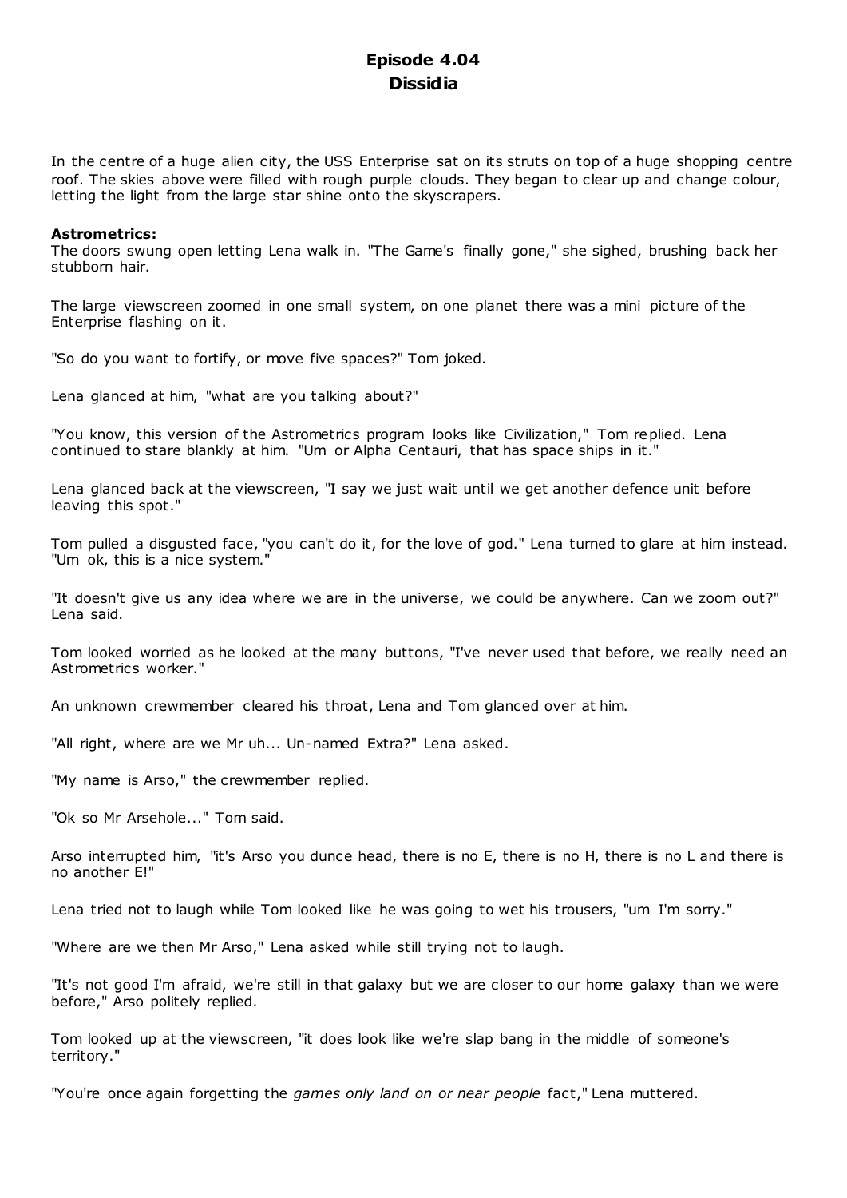# Episode 4.04
## Dissidia

In the centre of a huge alien city, the USS Enterprise sat on its struts on top of a huge shopping centre roof. The skies above were filled with rough purple clouds. They began to clear up and change colour, letting the light from the large star shine onto the skyscrapers.

**Astrometrics:**
The doors swung open letting Lena walk in. "The Game's finally gone," she sighed, brushing back her stubborn hair.

The large viewscreen zoomed in one small system, on one planet there was a mini picture of the Enterprise flashing on it.

"So do you want to fortify, or move five spaces?" Tom joked.

Lena glanced at him, "what are you talking about?"

"You know, this version of the Astrometrics program looks like Civilization," Tom replied. Lena continued to stare blankly at him. "Um or Alpha Centauri, that has space ships in it."

Lena glanced back at the viewscreen, "I say we just wait until we get another defence unit before leaving this spot."

Tom pulled a disgusted face, "you can't do it, for the love of god." Lena turned to glare at him instead. "Um ok, this is a nice system."

"It doesn't give us any idea where we are in the universe, we could be anywhere. Can we zoom out?" Lena said.

Tom looked worried as he looked at the many buttons, "I've never used that before, we really need an Astrometrics worker."

An unknown crewmember cleared his throat, Lena and Tom glanced over at him.

"All right, where are we Mr uh... Un-named Extra?" Lena asked.

"My name is Arso," the crewmember replied.

"Ok so Mr Arsehole..." Tom said.

Arso interrupted him, "it's Arso you dunce head, there is no E, there is no H, there is no L and there is no another E!"

Lena tried not to laugh while Tom looked like he was going to wet his trousers, "um I'm sorry."

"Where are we then Mr Arso," Lena asked while still trying not to laugh.

"It's not good I'm afraid, we're still in that galaxy but we are closer to our home galaxy than we were before," Arso politely replied.

Tom looked up at the viewscreen, "it does look like we're slap bang in the middle of someone's territory."

"You're once again forgetting the *games only land on or near people* fact," Lena muttered.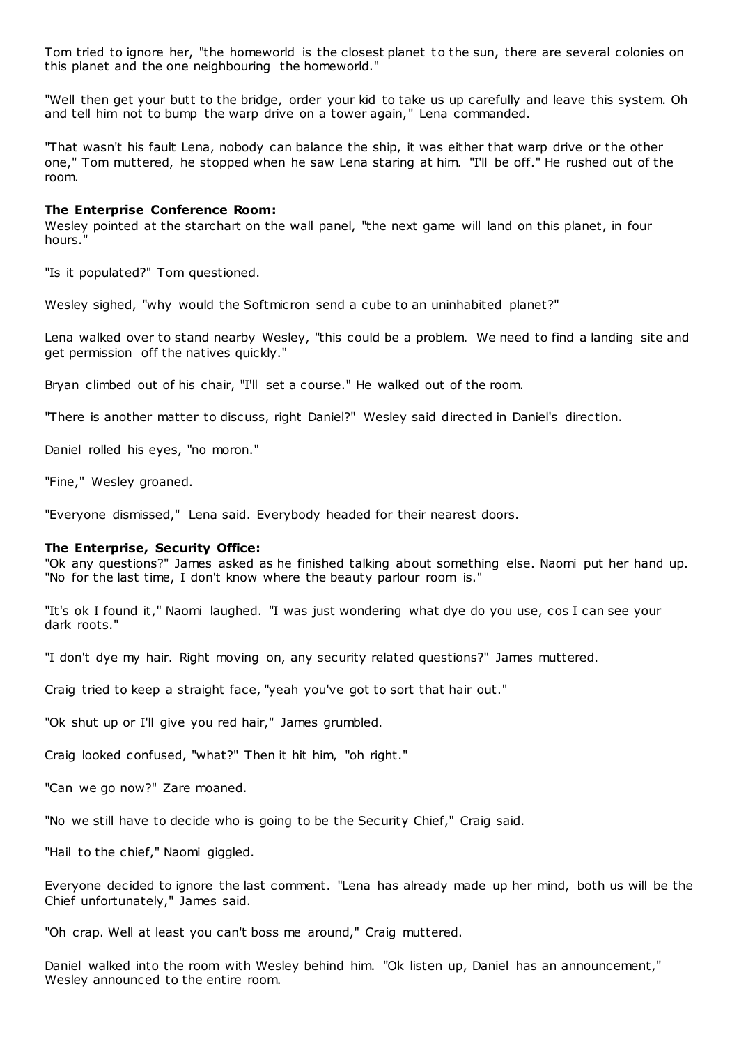Tom tried to ignore her, "the homeworld is the closest planet to the sun, there are several colonies on this planet and the one neighbouring the homeworld."

"Well then get your butt to the bridge, order your kid to take us up carefully and leave this system. Oh and tell him not to bump the warp drive on a tower again," Lena commanded.

"That wasn't his fault Lena, nobody can balance the ship, it was either that warp drive or the other one," Tom muttered, he stopped when he saw Lena staring at him. "I'll be off." He rushed out of the room.

**The Enterprise Conference Room:**
Wesley pointed at the starchart on the wall panel, "the next game will land on this planet, in four hours."

"Is it populated?" Tom questioned.

Wesley sighed, "why would the Softmicron send a cube to an uninhabited planet?"

Lena walked over to stand nearby Wesley, "this could be a problem. We need to find a landing site and get permission off the natives quickly."

Bryan climbed out of his chair, "I'll set a course." He walked out of the room.

"There is another matter to discuss, right Daniel?" Wesley said directed in Daniel's direction.

Daniel rolled his eyes, "no moron."

"Fine," Wesley groaned.

"Everyone dismissed," Lena said. Everybody headed for their nearest doors.

**The Enterprise, Security Office:**
"Ok any questions?" James asked as he finished talking about something else. Naomi put her hand up. "No for the last time, I don't know where the beauty parlour room is."

"It's ok I found it," Naomi laughed. "I was just wondering what dye do you use, cos I can see your dark roots."

"I don't dye my hair. Right moving on, any security related questions?" James muttered.

Craig tried to keep a straight face, "yeah you've got to sort that hair out."

"Ok shut up or I'll give you red hair," James grumbled.

Craig looked confused, "what?" Then it hit him, "oh right."

"Can we go now?" Zare moaned.

"No we still have to decide who is going to be the Security Chief," Craig said.

"Hail to the chief," Naomi giggled.

Everyone decided to ignore the last comment. "Lena has already made up her mind, both us will be the Chief unfortunately," James said.

"Oh crap. Well at least you can't boss me around," Craig muttered.

Daniel walked into the room with Wesley behind him. "Ok listen up, Daniel has an announcement," Wesley announced to the entire room.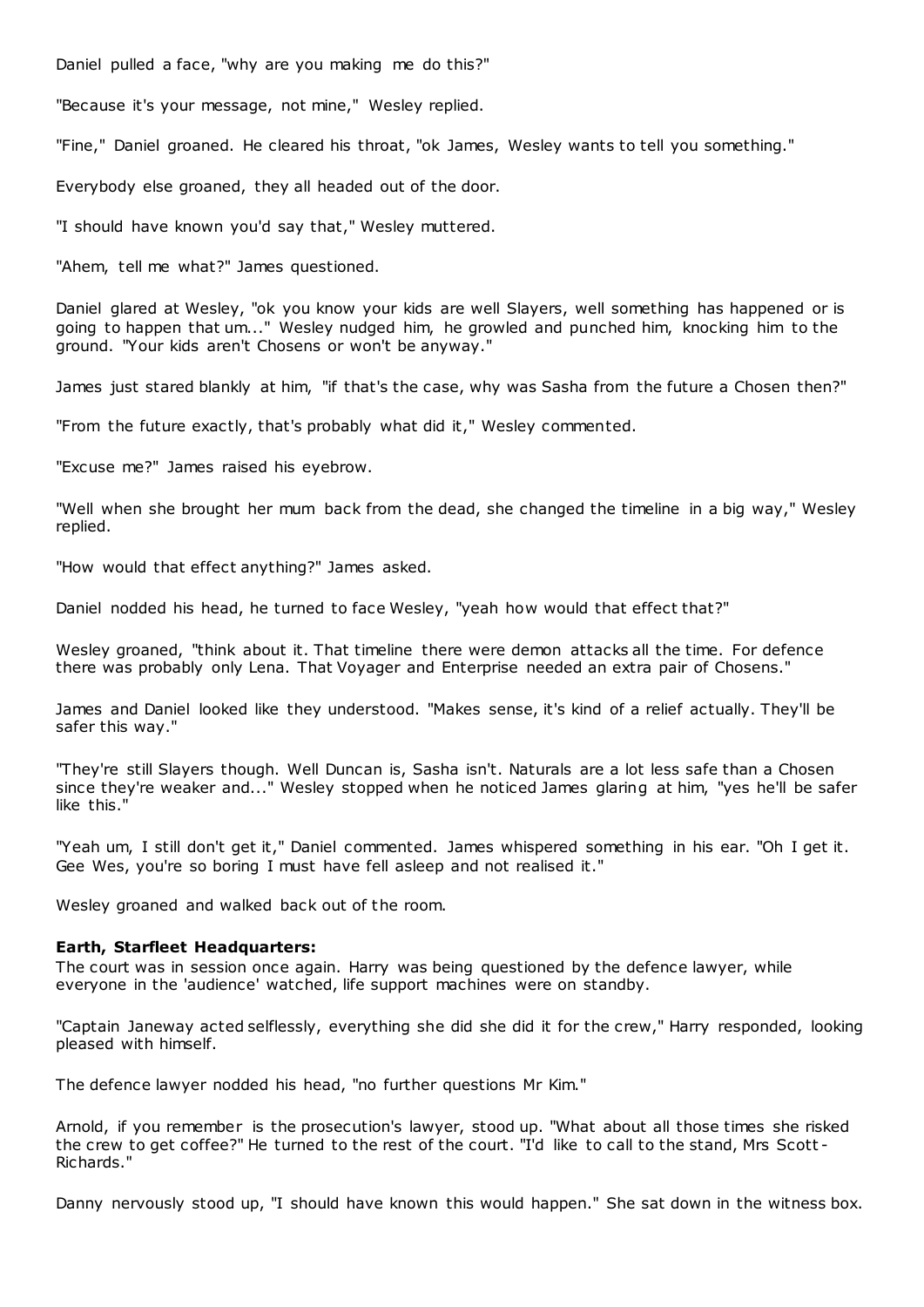Daniel pulled a face, "why are you making me do this?"

"Because it's your message, not mine," Wesley replied.

"Fine," Daniel groaned. He cleared his throat, "ok James, Wesley wants to tell you something."

Everybody else groaned, they all headed out of the door.

"I should have known you'd say that," Wesley muttered.

"Ahem, tell me what?" James questioned.

Daniel glared at Wesley, "ok you know your kids are well Slayers, well something has happened or is going to happen that um..." Wesley nudged him, he growled and punched him, knocking him to the ground. "Your kids aren't Chosens or won't be anyway."

James just stared blankly at him, "if that's the case, why was Sasha from the future a Chosen then?"

"From the future exactly, that's probably what did it," Wesley commented.

"Excuse me?" James raised his eyebrow.

"Well when she brought her mum back from the dead, she changed the timeline in a big way," Wesley replied.

"How would that effect anything?" James asked.

Daniel nodded his head, he turned to face Wesley, "yeah how would that effect that?"

Wesley groaned, "think about it. That timeline there were demon attacks all the time. For defence there was probably only Lena. That Voyager and Enterprise needed an extra pair of Chosens."

James and Daniel looked like they understood. "Makes sense, it's kind of a relief actually. They'll be safer this way."

"They're still Slayers though. Well Duncan is, Sasha isn't. Naturals are a lot less safe than a Chosen since they're weaker and..." Wesley stopped when he noticed James glaring at him, "yes he'll be safer like this."

"Yeah um, I still don't get it," Daniel commented. James whispered something in his ear. "Oh I get it. Gee Wes, you're so boring I must have fell asleep and not realised it."

Wesley groaned and walked back out of the room.

**Earth, Starfleet Headquarters:**

The court was in session once again. Harry was being questioned by the defence lawyer, while everyone in the 'audience' watched, life support machines were on standby.

"Captain Janeway acted selflessly, everything she did she did it for the crew," Harry responded, looking pleased with himself.

The defence lawyer nodded his head, "no further questions Mr Kim."

Arnold, if you remember is the prosecution's lawyer, stood up. "What about all those times she risked the crew to get coffee?" He turned to the rest of the court. "I'd like to call to the stand, Mrs Scott-Richards."

Danny nervously stood up, "I should have known this would happen." She sat down in the witness box.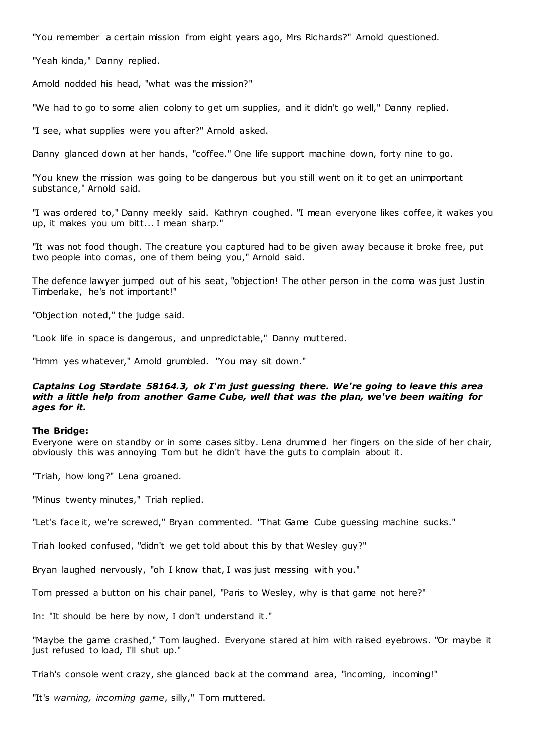"You remember a certain mission from eight years ago, Mrs Richards?" Arnold questioned.

"Yeah kinda," Danny replied.

Arnold nodded his head, "what was the mission?"

"We had to go to some alien colony to get um supplies, and it didn't go well," Danny replied.

"I see, what supplies were you after?" Arnold asked.

Danny glanced down at her hands, "coffee." One life support machine down, forty nine to go.

"You knew the mission was going to be dangerous but you still went on it to get an unimportant substance," Arnold said.

"I was ordered to," Danny meekly said. Kathryn coughed. "I mean everyone likes coffee, it wakes you up, it makes you um bitt... I mean sharp."

"It was not food though. The creature you captured had to be given away because it broke free, put two people into comas, one of them being you," Arnold said.

The defence lawyer jumped out of his seat, "objection! The other person in the coma was just Justin Timberlake, he's not important!"

"Objection noted," the judge said.

"Look life in space is dangerous, and unpredictable," Danny muttered.

"Hmm yes whatever," Arnold grumbled. "You may sit down."

***Captains Log Stardate 58164.3, ok I'm just guessing there. We're going to leave this area with a little help from another Game Cube, well that was the plan, we've been waiting for ages for it.***

**The Bridge:**
Everyone were on standby or in some cases sitby. Lena drummed her fingers on the side of her chair, obviously this was annoying Tom but he didn't have the guts to complain about it.

"Triah, how long?" Lena groaned.

"Minus twenty minutes," Triah replied.

"Let's face it, we're screwed," Bryan commented. "That Game Cube guessing machine sucks."

Triah looked confused, "didn't we get told about this by that Wesley guy?"

Bryan laughed nervously, "oh I know that, I was just messing with you."

Tom pressed a button on his chair panel, "Paris to Wesley, why is that game not here?"

In: "It should be here by now, I don't understand it."

"Maybe the game crashed," Tom laughed. Everyone stared at him with raised eyebrows. "Or maybe it just refused to load, I'll shut up."

Triah's console went crazy, she glanced back at the command area, "incoming, incoming!"

"It's *warning, incoming game*, silly," Tom muttered.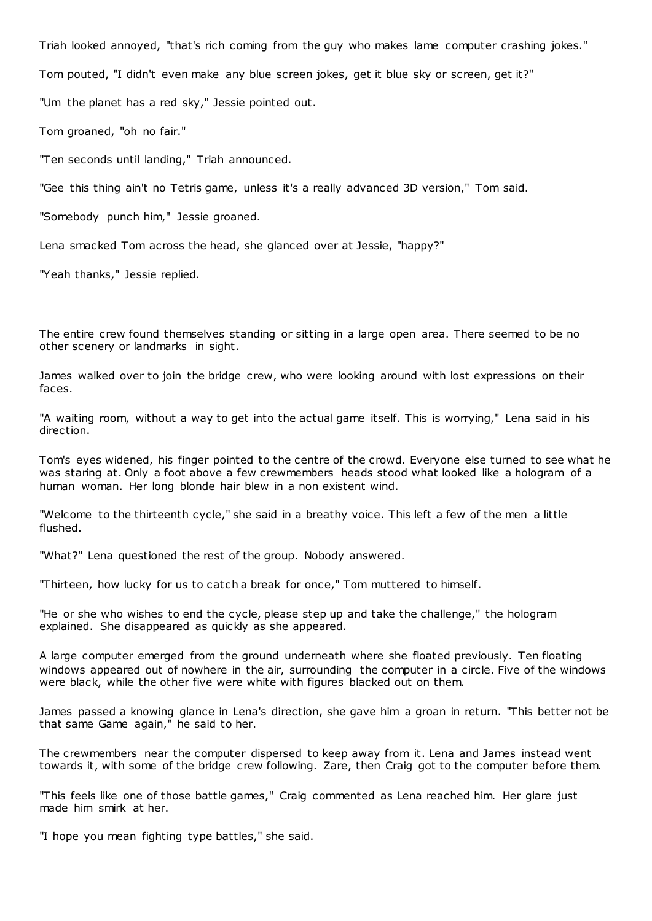Triah looked annoyed, "that's rich coming from the guy who makes lame computer crashing jokes."

Tom pouted, "I didn't even make any blue screen jokes, get it blue sky or screen, get it?"

"Um the planet has a red sky," Jessie pointed out.

Tom groaned, "oh no fair."

"Ten seconds until landing," Triah announced.

"Gee this thing ain't no Tetris game, unless it's a really advanced 3D version," Tom said.

"Somebody punch him," Jessie groaned.

Lena smacked Tom across the head, she glanced over at Jessie, "happy?"

"Yeah thanks," Jessie replied.

The entire crew found themselves standing or sitting in a large open area. There seemed to be no other scenery or landmarks in sight.

James walked over to join the bridge crew, who were looking around with lost expressions on their faces.

"A waiting room, without a way to get into the actual game itself. This is worrying," Lena said in his direction.

Tom's eyes widened, his finger pointed to the centre of the crowd. Everyone else turned to see what he was staring at. Only a foot above a few crewmembers heads stood what looked like a hologram of a human woman. Her long blonde hair blew in a non existent wind.

"Welcome to the thirteenth cycle," she said in a breathy voice. This left a few of the men a little flushed.

"What?" Lena questioned the rest of the group. Nobody answered.

"Thirteen, how lucky for us to catch a break for once," Tom muttered to himself.

"He or she who wishes to end the cycle, please step up and take the challenge," the hologram explained. She disappeared as quickly as she appeared.

A large computer emerged from the ground underneath where she floated previously. Ten floating windows appeared out of nowhere in the air, surrounding the computer in a circle. Five of the windows were black, while the other five were white with figures blacked out on them.

James passed a knowing glance in Lena's direction, she gave him a groan in return. "This better not be that same Game again," he said to her.

The crewmembers near the computer dispersed to keep away from it. Lena and James instead went towards it, with some of the bridge crew following. Zare, then Craig got to the computer before them.

"This feels like one of those battle games," Craig commented as Lena reached him. Her glare just made him smirk at her.

"I hope you mean fighting type battles," she said.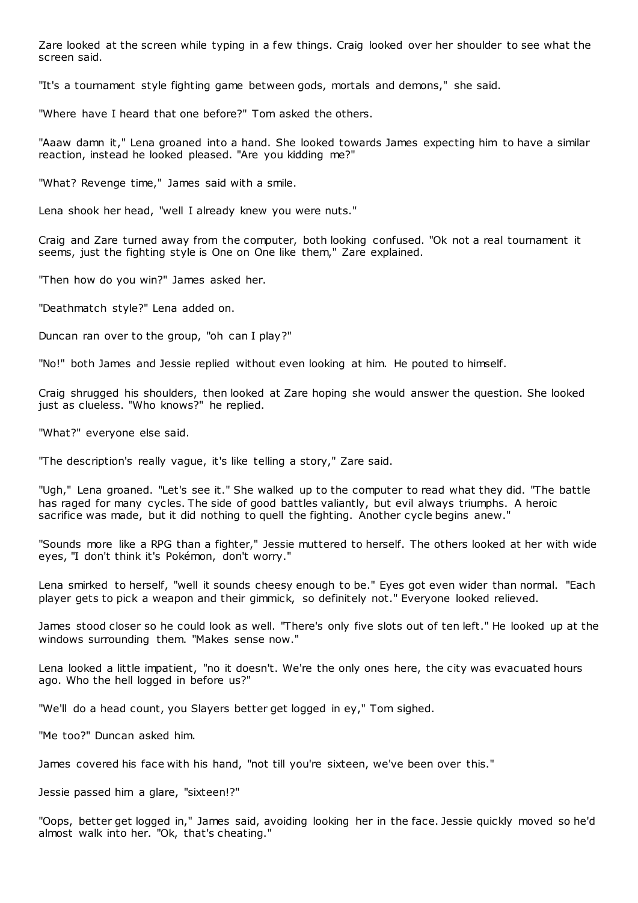Zare looked at the screen while typing in a few things. Craig looked over her shoulder to see what the screen said.

"It's a tournament style fighting game between gods, mortals and demons," she said.

"Where have I heard that one before?" Tom asked the others.

"Aaaw damn it," Lena groaned into a hand. She looked towards James expecting him to have a similar reaction, instead he looked pleased. "Are you kidding me?"

"What? Revenge time," James said with a smile.

Lena shook her head, "well I already knew you were nuts."

Craig and Zare turned away from the computer, both looking confused. "Ok not a real tournament it seems, just the fighting style is One on One like them," Zare explained.

"Then how do you win?" James asked her.

"Deathmatch style?" Lena added on.

Duncan ran over to the group, "oh can I play?"

"No!" both James and Jessie replied without even looking at him. He pouted to himself.

Craig shrugged his shoulders, then looked at Zare hoping she would answer the question. She looked just as clueless. "Who knows?" he replied.

"What?" everyone else said.

"The description's really vague, it's like telling a story," Zare said.

"Ugh," Lena groaned. "Let's see it." She walked up to the computer to read what they did. "The battle has raged for many cycles. The side of good battles valiantly, but evil always triumphs. A heroic sacrifice was made, but it did nothing to quell the fighting. Another cycle begins anew."

"Sounds more like a RPG than a fighter," Jessie muttered to herself. The others looked at her with wide eyes, "I don't think it's Pokémon, don't worry."

Lena smirked to herself, "well it sounds cheesy enough to be." Eyes got even wider than normal. "Each player gets to pick a weapon and their gimmick, so definitely not." Everyone looked relieved.

James stood closer so he could look as well. "There's only five slots out of ten left." He looked up at the windows surrounding them. "Makes sense now."

Lena looked a little impatient, "no it doesn't. We're the only ones here, the city was evacuated hours ago. Who the hell logged in before us?"

"We'll do a head count, you Slayers better get logged in ey," Tom sighed.

"Me too?" Duncan asked him.

James covered his face with his hand, "not till you're sixteen, we've been over this."

Jessie passed him a glare, "sixteen!?"

"Oops, better get logged in," James said, avoiding looking her in the face. Jessie quickly moved so he'd almost walk into her. "Ok, that's cheating."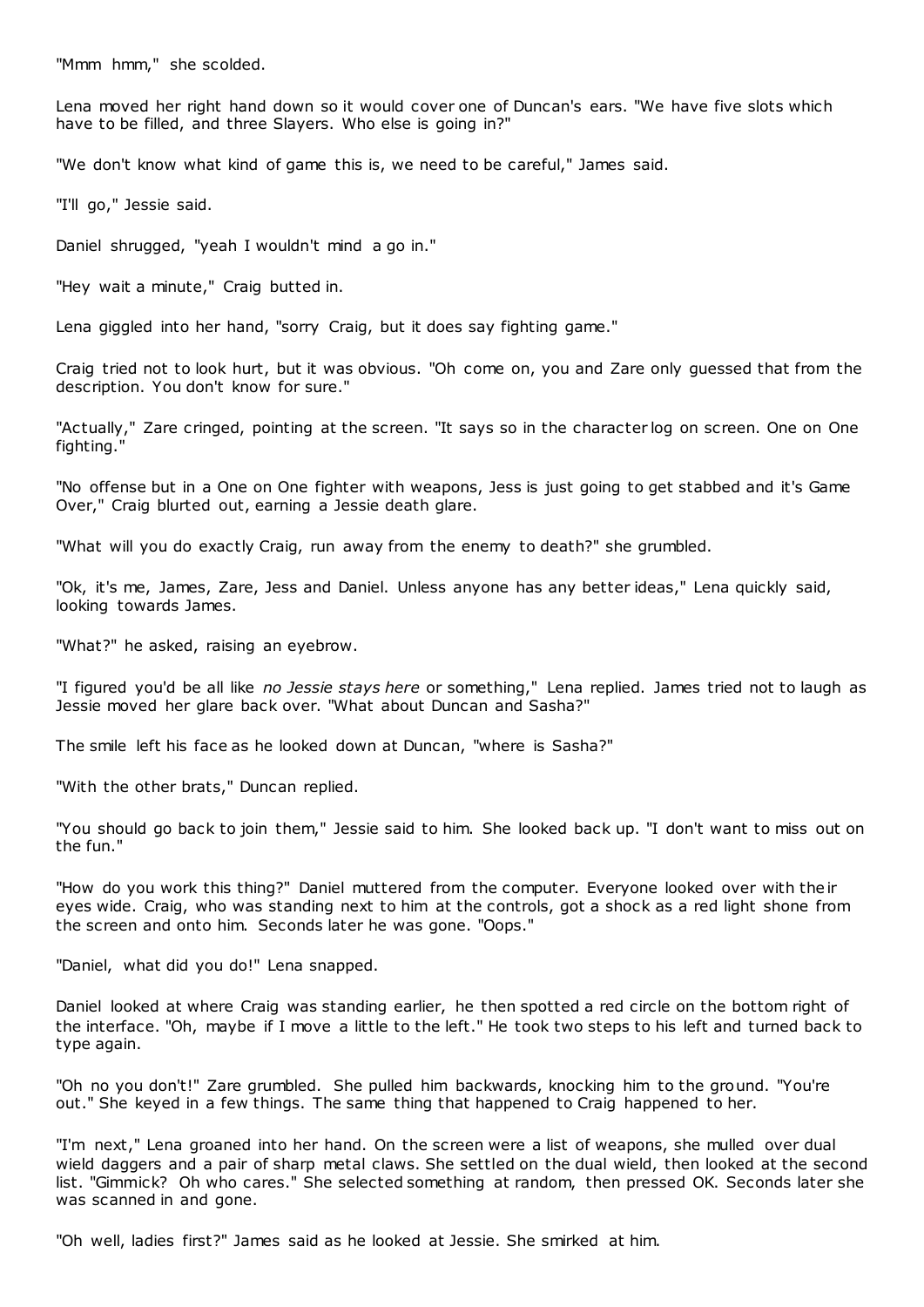"Mmm hmm," she scolded.

Lena moved her right hand down so it would cover one of Duncan's ears. "We have five slots which have to be filled, and three Slayers. Who else is going in?"

"We don't know what kind of game this is, we need to be careful," James said.

"I'll go," Jessie said.

Daniel shrugged, "yeah I wouldn't mind a go in."

"Hey wait a minute," Craig butted in.

Lena giggled into her hand, "sorry Craig, but it does say fighting game."

Craig tried not to look hurt, but it was obvious. "Oh come on, you and Zare only guessed that from the description. You don't know for sure."

"Actually," Zare cringed, pointing at the screen. "It says so in the character log on screen. One on One fighting."

"No offense but in a One on One fighter with weapons, Jess is just going to get stabbed and it's Game Over," Craig blurted out, earning a Jessie death glare.

"What will you do exactly Craig, run away from the enemy to death?" she grumbled.

"Ok, it's me, James, Zare, Jess and Daniel. Unless anyone has any better ideas," Lena quickly said, looking towards James.

"What?" he asked, raising an eyebrow.

"I figured you'd be all like *no Jessie stays here* or something," Lena replied. James tried not to laugh as Jessie moved her glare back over. "What about Duncan and Sasha?"

The smile left his face as he looked down at Duncan, "where is Sasha?"

"With the other brats," Duncan replied.

"You should go back to join them," Jessie said to him. She looked back up. "I don't want to miss out on the fun."

"How do you work this thing?" Daniel muttered from the computer. Everyone looked over with their eyes wide. Craig, who was standing next to him at the controls, got a shock as a red light shone from the screen and onto him. Seconds later he was gone. "Oops."

"Daniel, what did you do!" Lena snapped.

Daniel looked at where Craig was standing earlier, he then spotted a red circle on the bottom right of the interface. "Oh, maybe if I move a little to the left." He took two steps to his left and turned back to type again.

"Oh no you don't!" Zare grumbled. She pulled him backwards, knocking him to the ground. "You're out." She keyed in a few things. The same thing that happened to Craig happened to her.

"I'm next," Lena groaned into her hand. On the screen were a list of weapons, she mulled over dual wield daggers and a pair of sharp metal claws. She settled on the dual wield, then looked at the second list. "Gimmick? Oh who cares." She selected something at random, then pressed OK. Seconds later she was scanned in and gone.

"Oh well, ladies first?" James said as he looked at Jessie. She smirked at him.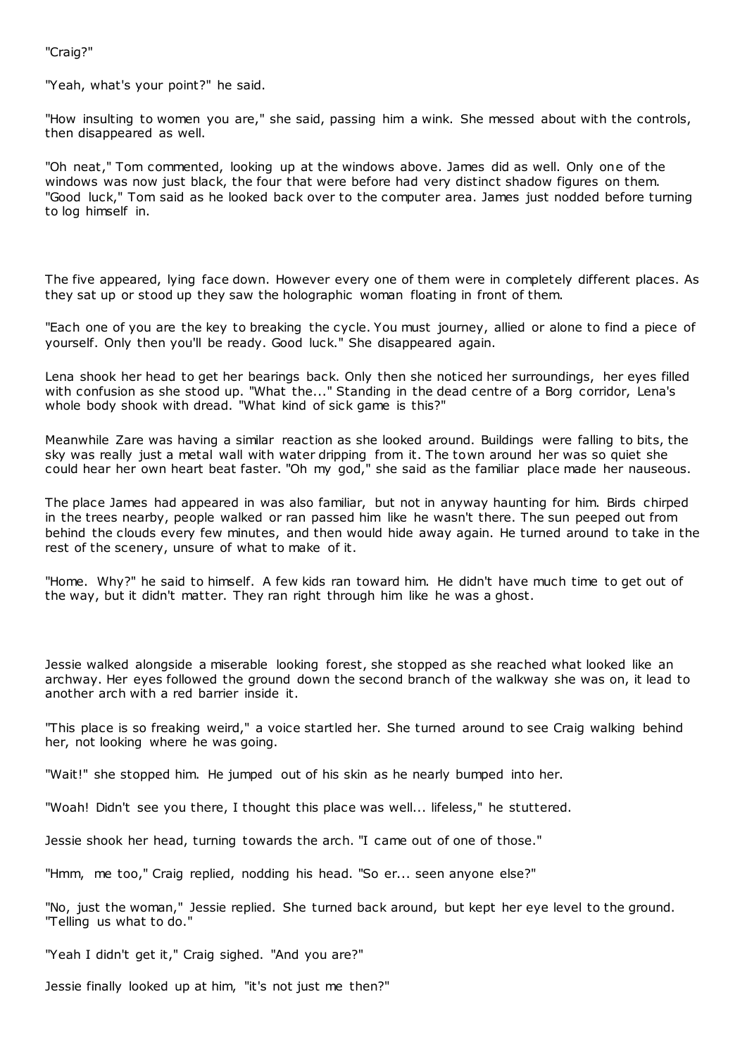"Craig?"

"Yeah, what's your point?" he said.

"How insulting to women you are," she said, passing him a wink. She messed about with the controls, then disappeared as well.

"Oh neat," Tom commented, looking up at the windows above. James did as well. Only one of the windows was now just black, the four that were before had very distinct shadow figures on them. "Good luck," Tom said as he looked back over to the computer area. James just nodded before turning to log himself in.

The five appeared, lying face down. However every one of them were in completely different places. As they sat up or stood up they saw the holographic woman floating in front of them.

"Each one of you are the key to breaking the cycle. You must journey, allied or alone to find a piece of yourself. Only then you'll be ready. Good luck." She disappeared again.

Lena shook her head to get her bearings back. Only then she noticed her surroundings, her eyes filled with confusion as she stood up. "What the..." Standing in the dead centre of a Borg corridor, Lena's whole body shook with dread. "What kind of sick game is this?"

Meanwhile Zare was having a similar reaction as she looked around. Buildings were falling to bits, the sky was really just a metal wall with water dripping from it. The town around her was so quiet she could hear her own heart beat faster. "Oh my god," she said as the familiar place made her nauseous.

The place James had appeared in was also familiar, but not in anyway haunting for him. Birds chirped in the trees nearby, people walked or ran passed him like he wasn't there. The sun peeped out from behind the clouds every few minutes, and then would hide away again. He turned around to take in the rest of the scenery, unsure of what to make of it.

"Home. Why?" he said to himself. A few kids ran toward him. He didn't have much time to get out of the way, but it didn't matter. They ran right through him like he was a ghost.

Jessie walked alongside a miserable looking forest, she stopped as she reached what looked like an archway. Her eyes followed the ground down the second branch of the walkway she was on, it lead to another arch with a red barrier inside it.

"This place is so freaking weird," a voice startled her. She turned around to see Craig walking behind her, not looking where he was going.

"Wait!" she stopped him. He jumped out of his skin as he nearly bumped into her.

"Woah! Didn't see you there, I thought this place was well... lifeless," he stuttered.

Jessie shook her head, turning towards the arch. "I came out of one of those."

"Hmm, me too," Craig replied, nodding his head. "So er... seen anyone else?"

"No, just the woman," Jessie replied. She turned back around, but kept her eye level to the ground. "Telling us what to do."

"Yeah I didn't get it," Craig sighed. "And you are?"

Jessie finally looked up at him, "it's not just me then?"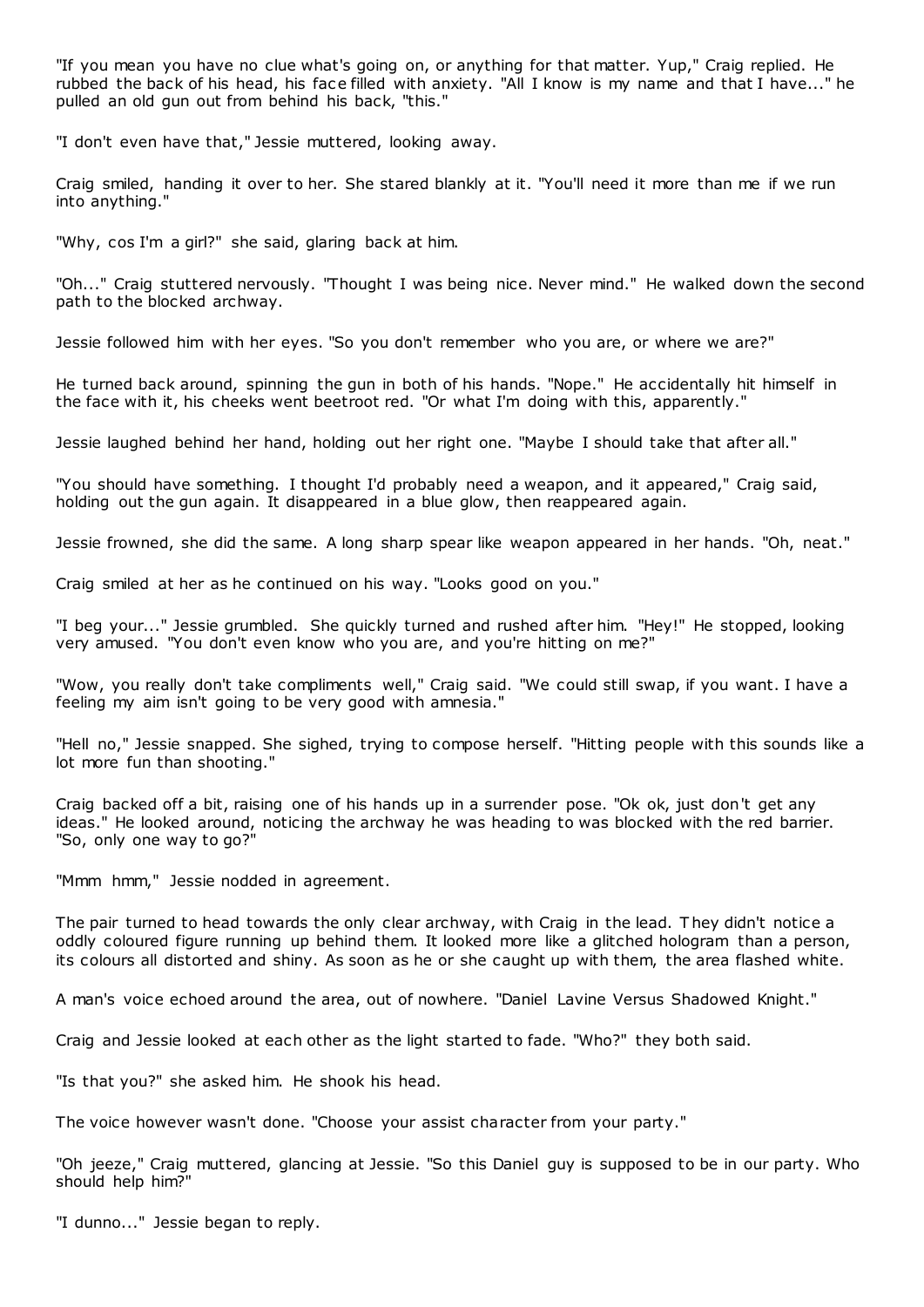"If you mean you have no clue what's going on, or anything for that matter. Yup," Craig replied. He rubbed the back of his head, his face filled with anxiety. "All I know is my name and that I have..." he pulled an old gun out from behind his back, "this."

"I don't even have that," Jessie muttered, looking away.

Craig smiled, handing it over to her. She stared blankly at it. "You'll need it more than me if we run into anything."

"Why, cos I'm a girl?" she said, glaring back at him.

"Oh..." Craig stuttered nervously. "Thought I was being nice. Never mind." He walked down the second path to the blocked archway.

Jessie followed him with her eyes. "So you don't remember who you are, or where we are?"

He turned back around, spinning the gun in both of his hands. "Nope." He accidentally hit himself in the face with it, his cheeks went beetroot red. "Or what I'm doing with this, apparently."

Jessie laughed behind her hand, holding out her right one. "Maybe I should take that after all."

"You should have something. I thought I'd probably need a weapon, and it appeared," Craig said, holding out the gun again. It disappeared in a blue glow, then reappeared again.

Jessie frowned, she did the same. A long sharp spear like weapon appeared in her hands. "Oh, neat."

Craig smiled at her as he continued on his way. "Looks good on you."

"I beg your..." Jessie grumbled. She quickly turned and rushed after him. "Hey!" He stopped, looking very amused. "You don't even know who you are, and you're hitting on me?"

"Wow, you really don't take compliments well," Craig said. "We could still swap, if you want. I have a feeling my aim isn't going to be very good with amnesia."

"Hell no," Jessie snapped. She sighed, trying to compose herself. "Hitting people with this sounds like a lot more fun than shooting."

Craig backed off a bit, raising one of his hands up in a surrender pose. "Ok ok, just don't get any ideas." He looked around, noticing the archway he was heading to was blocked with the red barrier. "So, only one way to go?"

"Mmm hmm," Jessie nodded in agreement.

The pair turned to head towards the only clear archway, with Craig in the lead. They didn't notice a oddly coloured figure running up behind them. It looked more like a glitched hologram than a person, its colours all distorted and shiny. As soon as he or she caught up with them, the area flashed white.

A man's voice echoed around the area, out of nowhere. "Daniel Lavine Versus Shadowed Knight."

Craig and Jessie looked at each other as the light started to fade. "Who?" they both said.

"Is that you?" she asked him. He shook his head.

The voice however wasn't done. "Choose your assist character from your party."

"Oh jeeze," Craig muttered, glancing at Jessie. "So this Daniel guy is supposed to be in our party. Who should help him?"

"I dunno..." Jessie began to reply.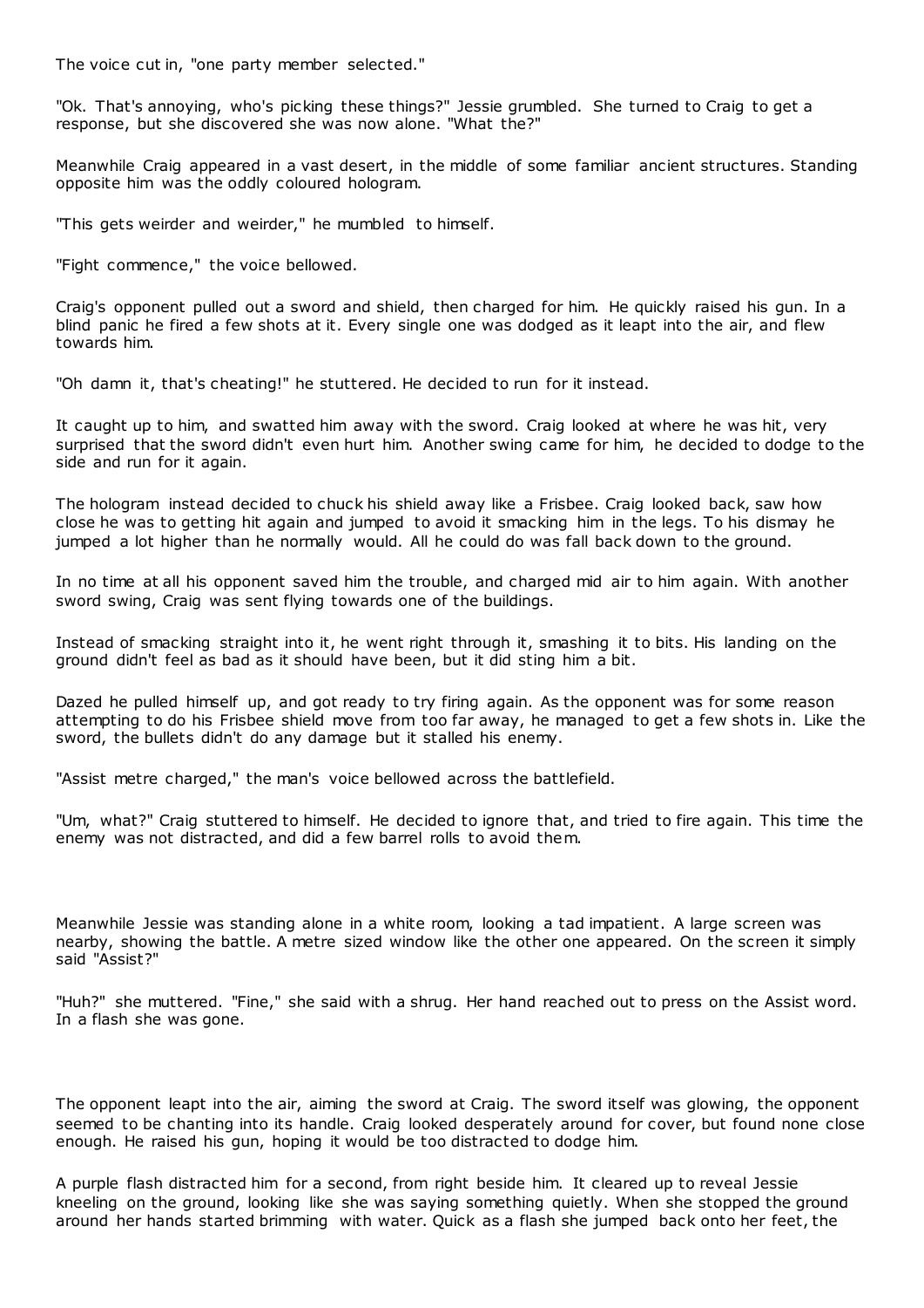The voice cut in, "one party member selected."

"Ok. That's annoying, who's picking these things?" Jessie grumbled. She turned to Craig to get a response, but she discovered she was now alone. "What the?"

Meanwhile Craig appeared in a vast desert, in the middle of some familiar ancient structures. Standing opposite him was the oddly coloured hologram.

"This gets weirder and weirder," he mumbled to himself.

"Fight commence," the voice bellowed.

Craig's opponent pulled out a sword and shield, then charged for him. He quickly raised his gun. In a blind panic he fired a few shots at it. Every single one was dodged as it leapt into the air, and flew towards him.

"Oh damn it, that's cheating!" he stuttered. He decided to run for it instead.

It caught up to him, and swatted him away with the sword. Craig looked at where he was hit, very surprised that the sword didn't even hurt him. Another swing came for him, he decided to dodge to the side and run for it again.

The hologram instead decided to chuck his shield away like a Frisbee. Craig looked back, saw how close he was to getting hit again and jumped to avoid it smacking him in the legs. To his dismay he jumped a lot higher than he normally would. All he could do was fall back down to the ground.

In no time at all his opponent saved him the trouble, and charged mid air to him again. With another sword swing, Craig was sent flying towards one of the buildings.

Instead of smacking straight into it, he went right through it, smashing it to bits. His landing on the ground didn't feel as bad as it should have been, but it did sting him a bit.

Dazed he pulled himself up, and got ready to try firing again. As the opponent was for some reason attempting to do his Frisbee shield move from too far away, he managed to get a few shots in. Like the sword, the bullets didn't do any damage but it stalled his enemy.

"Assist metre charged," the man's voice bellowed across the battlefield.

"Um, what?" Craig stuttered to himself. He decided to ignore that, and tried to fire again. This time the enemy was not distracted, and did a few barrel rolls to avoid them.

Meanwhile Jessie was standing alone in a white room, looking a tad impatient. A large screen was nearby, showing the battle. A metre sized window like the other one appeared. On the screen it simply said "Assist?"

"Huh?" she muttered. "Fine," she said with a shrug. Her hand reached out to press on the Assist word. In a flash she was gone.

The opponent leapt into the air, aiming the sword at Craig. The sword itself was glowing, the opponent seemed to be chanting into its handle. Craig looked desperately around for cover, but found none close enough. He raised his gun, hoping it would be too distracted to dodge him.

A purple flash distracted him for a second, from right beside him. It cleared up to reveal Jessie kneeling on the ground, looking like she was saying something quietly. When she stopped the ground around her hands started brimming with water. Quick as a flash she jumped back onto her feet, the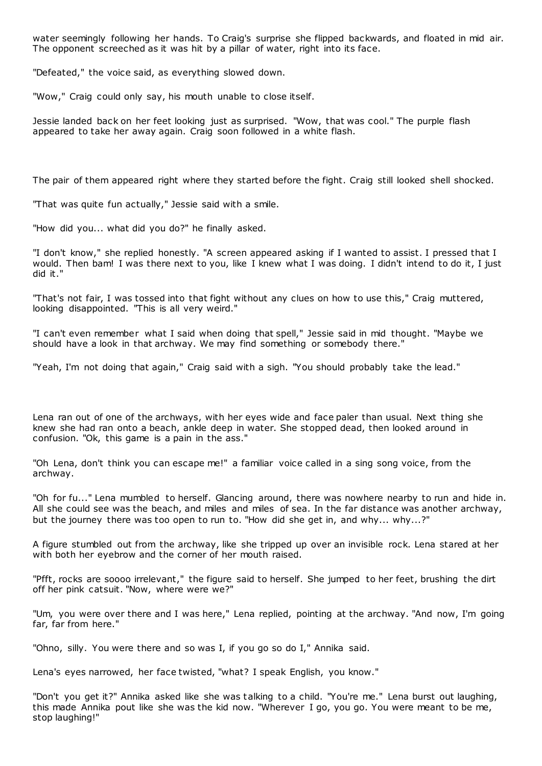water seemingly following her hands. To Craig's surprise she flipped backwards, and floated in mid air. The opponent screeched as it was hit by a pillar of water, right into its face.

"Defeated," the voice said, as everything slowed down.

"Wow," Craig could only say, his mouth unable to close itself.

Jessie landed back on her feet looking just as surprised. "Wow, that was cool." The purple flash appeared to take her away again. Craig soon followed in a white flash.

The pair of them appeared right where they started before the fight. Craig still looked shell shocked.

"That was quite fun actually," Jessie said with a smile.

"How did you... what did you do?" he finally asked.

"I don't know," she replied honestly. "A screen appeared asking if I wanted to assist. I pressed that I would. Then bam! I was there next to you, like I knew what I was doing. I didn't intend to do it, I just did it."

"That's not fair, I was tossed into that fight without any clues on how to use this," Craig muttered, looking disappointed. "This is all very weird."

"I can't even remember what I said when doing that spell," Jessie said in mid thought. "Maybe we should have a look in that archway. We may find something or somebody there."

"Yeah, I'm not doing that again," Craig said with a sigh. "You should probably take the lead."

Lena ran out of one of the archways, with her eyes wide and face paler than usual. Next thing she knew she had ran onto a beach, ankle deep in water. She stopped dead, then looked around in confusion. "Ok, this game is a pain in the ass."

"Oh Lena, don't think you can escape me!" a familiar voice called in a sing song voice, from the archway.

"Oh for fu..." Lena mumbled to herself. Glancing around, there was nowhere nearby to run and hide in. All she could see was the beach, and miles and miles of sea. In the far distance was another archway, but the journey there was too open to run to. "How did she get in, and why... why...?"

A figure stumbled out from the archway, like she tripped up over an invisible rock. Lena stared at her with both her eyebrow and the corner of her mouth raised.

"Pfft, rocks are soooo irrelevant," the figure said to herself. She jumped to her feet, brushing the dirt off her pink catsuit. "Now, where were we?"

"Um, you were over there and I was here," Lena replied, pointing at the archway. "And now, I'm going far, far from here."

"Ohno, silly. You were there and so was I, if you go so do I," Annika said.

Lena's eyes narrowed, her face twisted, "what? I speak English, you know."

"Don't you get it?" Annika asked like she was talking to a child. "You're me." Lena burst out laughing, this made Annika pout like she was the kid now. "Wherever I go, you go. You were meant to be me, stop laughing!"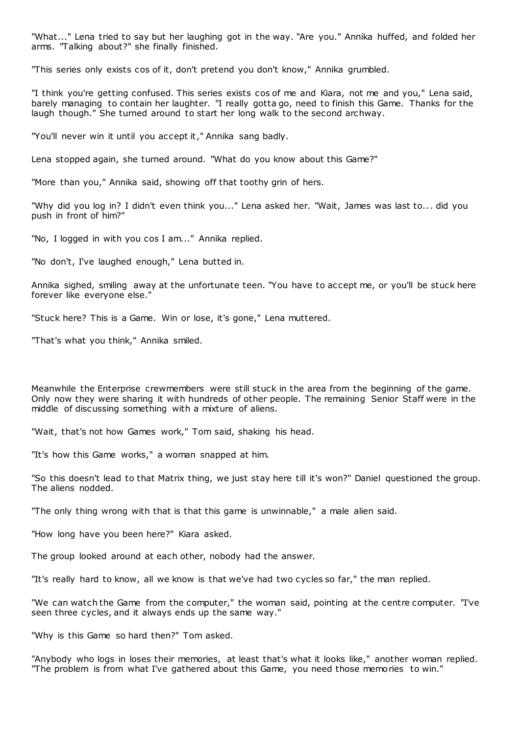"What..." Lena tried to say but her laughing got in the way. "Are you." Annika huffed, and folded her arms. "Talking about?" she finally finished.

"This series only exists cos of it, don't pretend you don't know," Annika grumbled.

"I think you're getting confused. This series exists cos of me and Kiara, not me and you," Lena said, barely managing to contain her laughter. "I really gotta go, need to finish this Game. Thanks for the laugh though." She turned around to start her long walk to the second archway.

"You'll never win it until you accept it," Annika sang badly.

Lena stopped again, she turned around. "What do you know about this Game?"

"More than you," Annika said, showing off that toothy grin of hers.

"Why did you log in? I didn't even think you..." Lena asked her. "Wait, James was last to... did you push in front of him?"

"No, I logged in with you cos I am..." Annika replied.

"No don't, I've laughed enough," Lena butted in.

Annika sighed, smiling away at the unfortunate teen. "You have to accept me, or you'll be stuck here forever like everyone else."

"Stuck here? This is a Game. Win or lose, it's gone," Lena muttered.

"That's what you think," Annika smiled.

Meanwhile the Enterprise crewmembers were still stuck in the area from the beginning of the game. Only now they were sharing it with hundreds of other people. The remaining Senior Staff were in the middle of discussing something with a mixture of aliens.

"Wait, that's not how Games work," Tom said, shaking his head.

"It's how this Game works," a woman snapped at him.

"So this doesn't lead to that Matrix thing, we just stay here till it's won?" Daniel questioned the group. The aliens nodded.

"The only thing wrong with that is that this game is unwinnable," a male alien said.

"How long have you been here?" Kiara asked.

The group looked around at each other, nobody had the answer.

"It's really hard to know, all we know is that we've had two cycles so far," the man replied.

"We can watch the Game from the computer," the woman said, pointing at the centre computer. "I've seen three cycles, and it always ends up the same way."

"Why is this Game so hard then?" Tom asked.

"Anybody who logs in loses their memories, at least that's what it looks like," another woman replied. "The problem is from what I've gathered about this Game, you need those memories to win."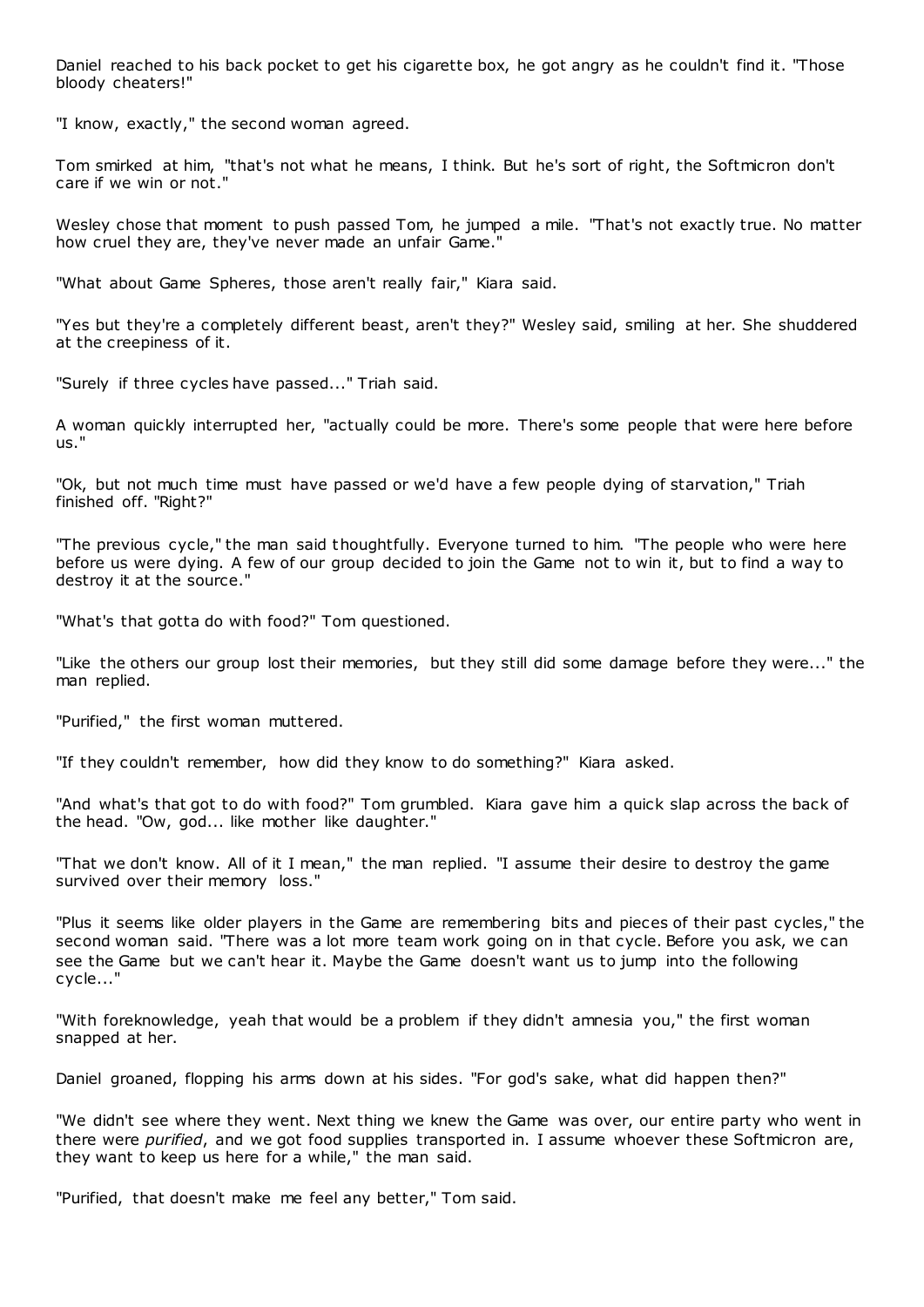Daniel reached to his back pocket to get his cigarette box, he got angry as he couldn't find it. "Those bloody cheaters!"

"I know, exactly," the second woman agreed.

Tom smirked at him, "that's not what he means, I think. But he's sort of right, the Softmicron don't care if we win or not."

Wesley chose that moment to push passed Tom, he jumped a mile. "That's not exactly true. No matter how cruel they are, they've never made an unfair Game."

"What about Game Spheres, those aren't really fair," Kiara said.

"Yes but they're a completely different beast, aren't they?" Wesley said, smiling at her. She shuddered at the creepiness of it.

"Surely if three cycles have passed..." Triah said.

A woman quickly interrupted her, "actually could be more. There's some people that were here before us."

"Ok, but not much time must have passed or we'd have a few people dying of starvation," Triah finished off. "Right?"

"The previous cycle," the man said thoughtfully. Everyone turned to him. "The people who were here before us were dying. A few of our group decided to join the Game not to win it, but to find a way to destroy it at the source."

"What's that gotta do with food?" Tom questioned.

"Like the others our group lost their memories, but they still did some damage before they were..." the man replied.

"Purified," the first woman muttered.

"If they couldn't remember, how did they know to do something?" Kiara asked.

"And what's that got to do with food?" Tom grumbled. Kiara gave him a quick slap across the back of the head. "Ow, god... like mother like daughter."

"That we don't know. All of it I mean," the man replied. "I assume their desire to destroy the game survived over their memory loss."

"Plus it seems like older players in the Game are remembering bits and pieces of their past cycles," the second woman said. "There was a lot more team work going on in that cycle. Before you ask, we can see the Game but we can't hear it. Maybe the Game doesn't want us to jump into the following cycle..."

"With foreknowledge, yeah that would be a problem if they didn't amnesia you," the first woman snapped at her.

Daniel groaned, flopping his arms down at his sides. "For god's sake, what did happen then?"

"We didn't see where they went. Next thing we knew the Game was over, our entire party who went in there were *purified*, and we got food supplies transported in. I assume whoever these Softmicron are, they want to keep us here for a while," the man said.

"Purified, that doesn't make me feel any better," Tom said.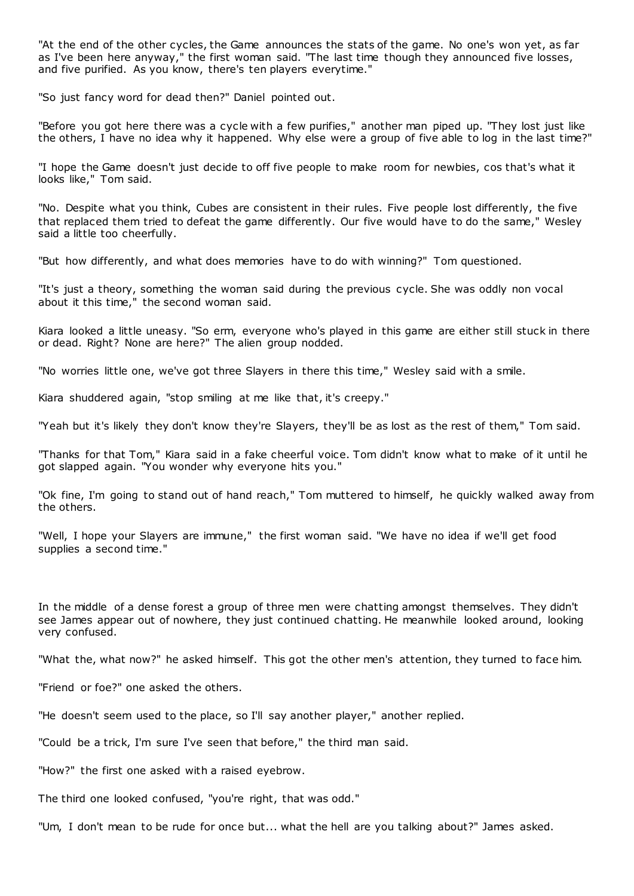"At the end of the other cycles, the Game announces the stats of the game. No one's won yet, as far as I've been here anyway," the first woman said. "The last time though they announced five losses, and five purified. As you know, there's ten players everytime."

"So just fancy word for dead then?" Daniel pointed out.

"Before you got here there was a cycle with a few purifies," another man piped up. "They lost just like the others, I have no idea why it happened. Why else were a group of five able to log in the last time?"

"I hope the Game doesn't just decide to off five people to make room for newbies, cos that's what it looks like," Tom said.

"No. Despite what you think, Cubes are consistent in their rules. Five people lost differently, the five that replaced them tried to defeat the game differently. Our five would have to do the same," Wesley said a little too cheerfully.

"But how differently, and what does memories have to do with winning?" Tom questioned.

"It's just a theory, something the woman said during the previous cycle. She was oddly non vocal about it this time," the second woman said.

Kiara looked a little uneasy. "So erm, everyone who's played in this game are either still stuck in there or dead. Right? None are here?" The alien group nodded.

"No worries little one, we've got three Slayers in there this time," Wesley said with a smile.

Kiara shuddered again, "stop smiling at me like that, it's creepy."

"Yeah but it's likely they don't know they're Slayers, they'll be as lost as the rest of them," Tom said.

"Thanks for that Tom," Kiara said in a fake cheerful voice. Tom didn't know what to make of it until he got slapped again. "You wonder why everyone hits you."

"Ok fine, I'm going to stand out of hand reach," Tom muttered to himself, he quickly walked away from the others.

"Well, I hope your Slayers are immune," the first woman said. "We have no idea if we'll get food supplies a second time."

In the middle of a dense forest a group of three men were chatting amongst themselves. They didn't see James appear out of nowhere, they just continued chatting. He meanwhile looked around, looking very confused.

"What the, what now?" he asked himself. This got the other men's attention, they turned to face him.

"Friend or foe?" one asked the others.

"He doesn't seem used to the place, so I'll say another player," another replied.

"Could be a trick, I'm sure I've seen that before," the third man said.

"How?" the first one asked with a raised eyebrow.

The third one looked confused, "you're right, that was odd."

"Um, I don't mean to be rude for once but... what the hell are you talking about?" James asked.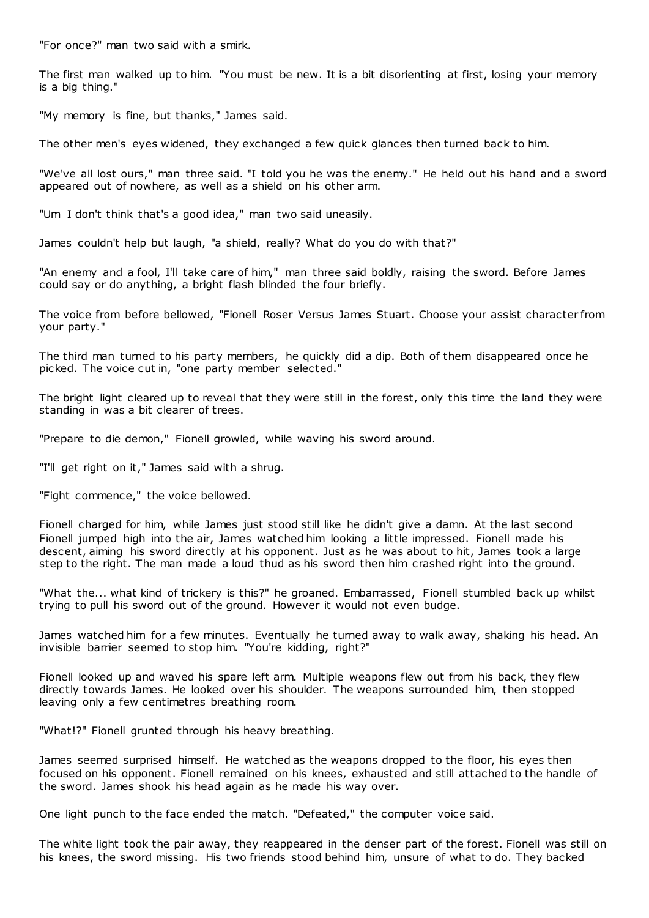"For once?" man two said with a smirk.

The first man walked up to him. "You must be new. It is a bit disorienting at first, losing your memory is a big thing."

"My memory is fine, but thanks," James said.

The other men's eyes widened, they exchanged a few quick glances then turned back to him.

"We've all lost ours," man three said. "I told you he was the enemy." He held out his hand and a sword appeared out of nowhere, as well as a shield on his other arm.

"Um I don't think that's a good idea," man two said uneasily.

James couldn't help but laugh, "a shield, really? What do you do with that?"

"An enemy and a fool, I'll take care of him," man three said boldly, raising the sword. Before James could say or do anything, a bright flash blinded the four briefly.

The voice from before bellowed, "Fionell Roser Versus James Stuart. Choose your assist character from your party."

The third man turned to his party members, he quickly did a dip. Both of them disappeared once he picked. The voice cut in, "one party member selected."

The bright light cleared up to reveal that they were still in the forest, only this time the land they were standing in was a bit clearer of trees.

"Prepare to die demon," Fionell growled, while waving his sword around.

"I'll get right on it," James said with a shrug.

"Fight commence," the voice bellowed.

Fionell charged for him, while James just stood still like he didn't give a damn. At the last second Fionell jumped high into the air, James watched him looking a little impressed. Fionell made his descent, aiming his sword directly at his opponent. Just as he was about to hit, James took a large step to the right. The man made a loud thud as his sword then him crashed right into the ground.

"What the... what kind of trickery is this?" he groaned. Embarrassed, Fionell stumbled back up whilst trying to pull his sword out of the ground. However it would not even budge.

James watched him for a few minutes. Eventually he turned away to walk away, shaking his head. An invisible barrier seemed to stop him. "You're kidding, right?"

Fionell looked up and waved his spare left arm. Multiple weapons flew out from his back, they flew directly towards James. He looked over his shoulder. The weapons surrounded him, then stopped leaving only a few centimetres breathing room.

"What!?" Fionell grunted through his heavy breathing.

James seemed surprised himself. He watched as the weapons dropped to the floor, his eyes then focused on his opponent. Fionell remained on his knees, exhausted and still attached to the handle of the sword. James shook his head again as he made his way over.

One light punch to the face ended the match. "Defeated," the computer voice said.

The white light took the pair away, they reappeared in the denser part of the forest. Fionell was still on his knees, the sword missing. His two friends stood behind him, unsure of what to do. They backed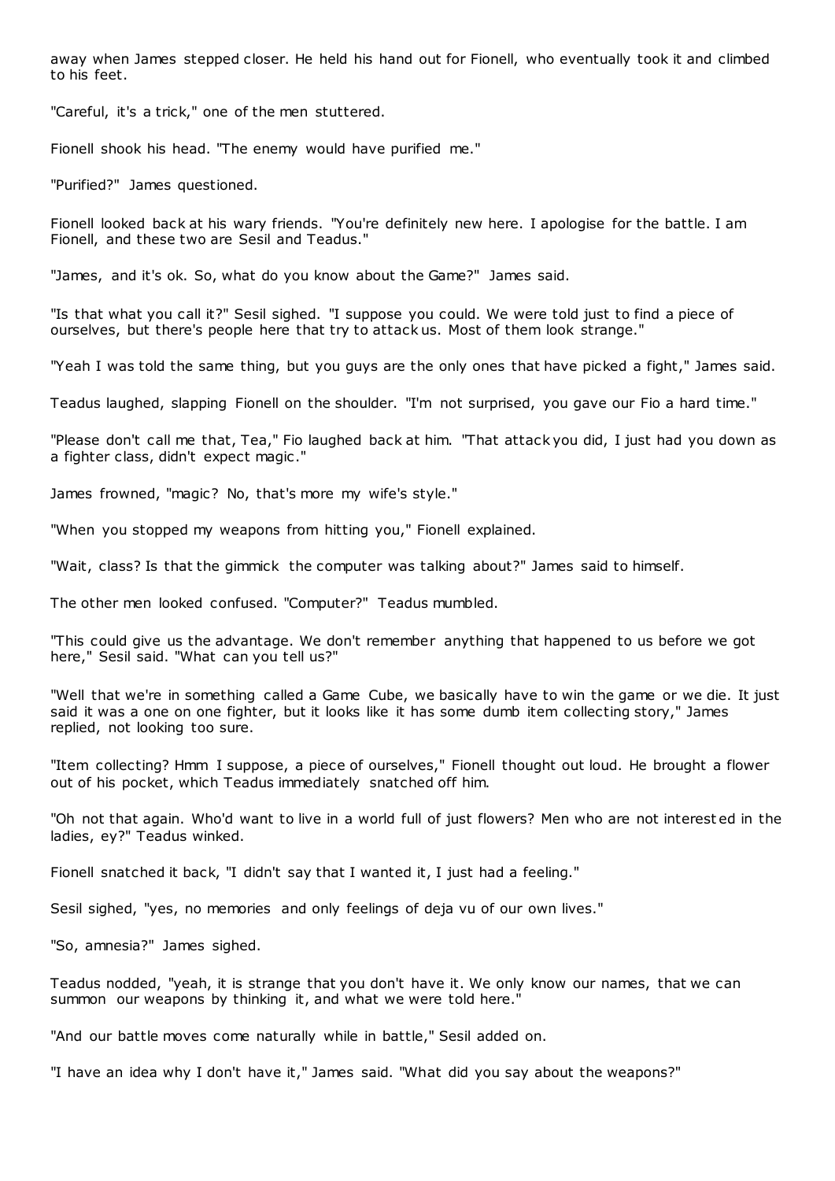away when James stepped closer. He held his hand out for Fionell, who eventually took it and climbed to his feet.

"Careful, it's a trick," one of the men stuttered.

Fionell shook his head. "The enemy would have purified me."

"Purified?" James questioned.

Fionell looked back at his wary friends. "You're definitely new here. I apologise for the battle. I am Fionell, and these two are Sesil and Teadus."

"James, and it's ok. So, what do you know about the Game?" James said.

"Is that what you call it?" Sesil sighed. "I suppose you could. We were told just to find a piece of ourselves, but there's people here that try to attack us. Most of them look strange."

"Yeah I was told the same thing, but you guys are the only ones that have picked a fight," James said.

Teadus laughed, slapping Fionell on the shoulder. "I'm not surprised, you gave our Fio a hard time."

"Please don't call me that, Tea," Fio laughed back at him. "That attack you did, I just had you down as a fighter class, didn't expect magic."

James frowned, "magic? No, that's more my wife's style."

"When you stopped my weapons from hitting you," Fionell explained.

"Wait, class? Is that the gimmick the computer was talking about?" James said to himself.

The other men looked confused. "Computer?" Teadus mumbled.

"This could give us the advantage. We don't remember anything that happened to us before we got here," Sesil said. "What can you tell us?"

"Well that we're in something called a Game Cube, we basically have to win the game or we die. It just said it was a one on one fighter, but it looks like it has some dumb item collecting story," James replied, not looking too sure.

"Item collecting? Hmm I suppose, a piece of ourselves," Fionell thought out loud. He brought a flower out of his pocket, which Teadus immediately snatched off him.

"Oh not that again. Who'd want to live in a world full of just flowers? Men who are not interested in the ladies, ey?" Teadus winked.

Fionell snatched it back, "I didn't say that I wanted it, I just had a feeling."

Sesil sighed, "yes, no memories and only feelings of deja vu of our own lives."

"So, amnesia?" James sighed.

Teadus nodded, "yeah, it is strange that you don't have it. We only know our names, that we can summon our weapons by thinking it, and what we were told here."

"And our battle moves come naturally while in battle," Sesil added on.

"I have an idea why I don't have it," James said. "What did you say about the weapons?"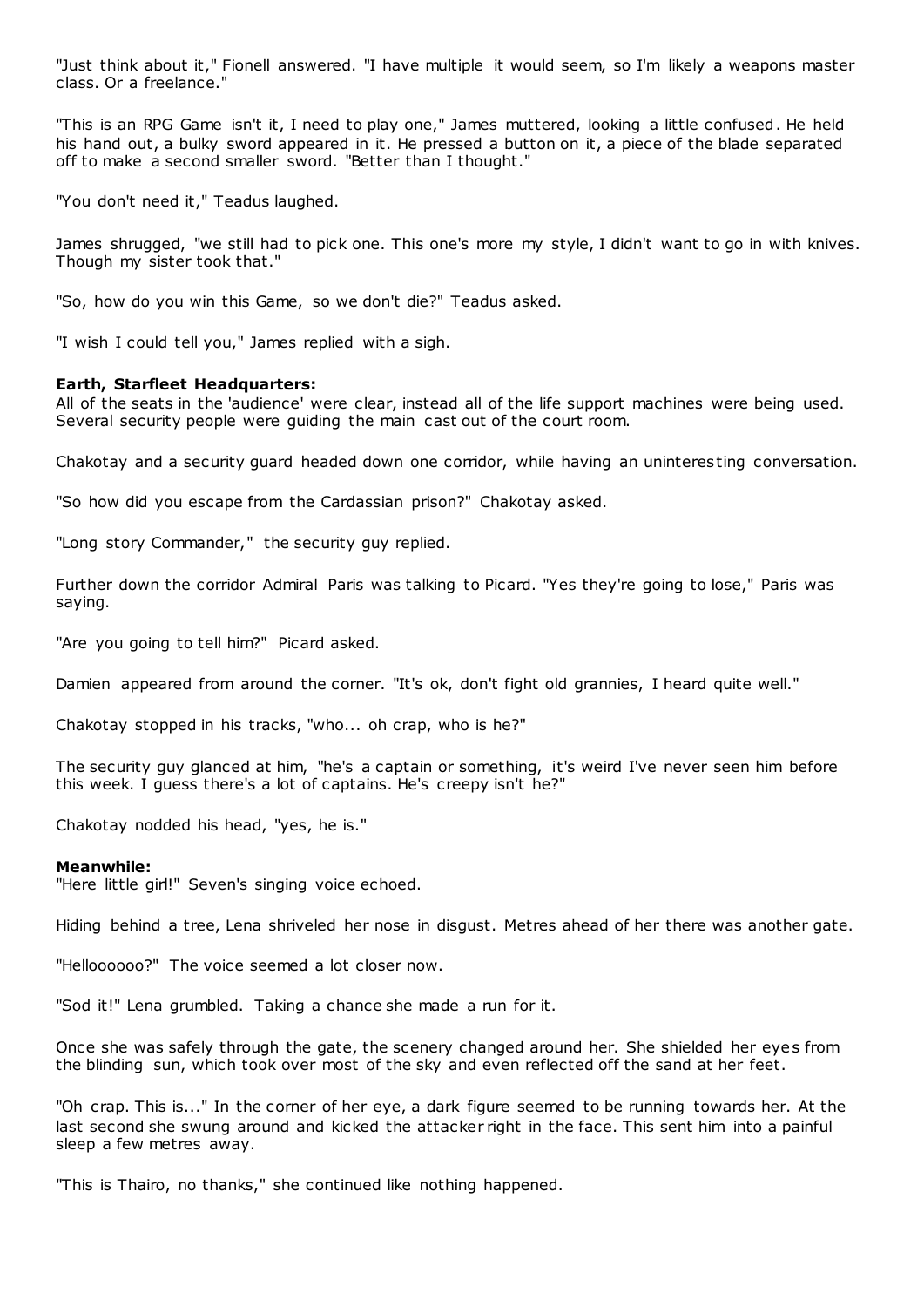"Just think about it," Fionell answered. "I have multiple it would seem, so I'm likely a weapons master class. Or a freelance."

"This is an RPG Game isn't it, I need to play one," James muttered, looking a little confused. He held his hand out, a bulky sword appeared in it. He pressed a button on it, a piece of the blade separated off to make a second smaller sword. "Better than I thought."

"You don't need it," Teadus laughed.

James shrugged, "we still had to pick one. This one's more my style, I didn't want to go in with knives. Though my sister took that."

"So, how do you win this Game, so we don't die?" Teadus asked.

"I wish I could tell you," James replied with a sigh.

**Earth, Starfleet Headquarters:**
All of the seats in the 'audience' were clear, instead all of the life support machines were being used. Several security people were guiding the main cast out of the court room.

Chakotay and a security guard headed down one corridor, while having an uninteresting conversation.

"So how did you escape from the Cardassian prison?" Chakotay asked.

"Long story Commander," the security guy replied.

Further down the corridor Admiral Paris was talking to Picard. "Yes they're going to lose," Paris was saying.

"Are you going to tell him?" Picard asked.

Damien appeared from around the corner. "It's ok, don't fight old grannies, I heard quite well."

Chakotay stopped in his tracks, "who... oh crap, who is he?"

The security guy glanced at him, "he's a captain or something, it's weird I've never seen him before this week. I guess there's a lot of captains. He's creepy isn't he?"

Chakotay nodded his head, "yes, he is."

**Meanwhile:**
"Here little girl!" Seven's singing voice echoed.

Hiding behind a tree, Lena shriveled her nose in disgust. Metres ahead of her there was another gate.

"Hellooooo?" The voice seemed a lot closer now.

"Sod it!" Lena grumbled. Taking a chance she made a run for it.

Once she was safely through the gate, the scenery changed around her. She shielded her eyes from the blinding sun, which took over most of the sky and even reflected off the sand at her feet.

"Oh crap. This is..." In the corner of her eye, a dark figure seemed to be running towards her. At the last second she swung around and kicked the attacker right in the face. This sent him into a painful sleep a few metres away.

"This is Thairo, no thanks," she continued like nothing happened.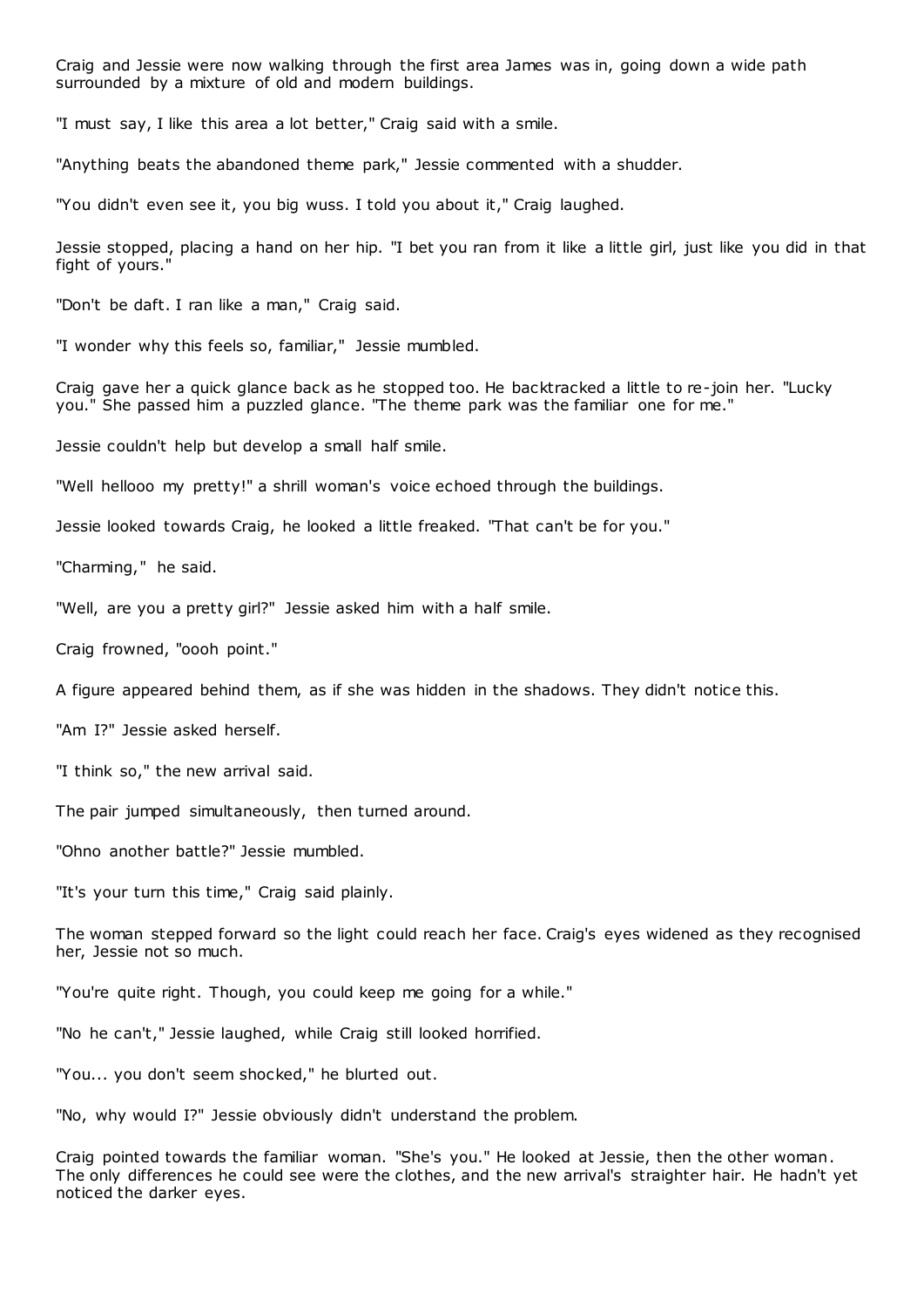Craig and Jessie were now walking through the first area James was in, going down a wide path surrounded by a mixture of old and modern buildings.

"I must say, I like this area a lot better," Craig said with a smile.

"Anything beats the abandoned theme park," Jessie commented with a shudder.

"You didn't even see it, you big wuss. I told you about it," Craig laughed.

Jessie stopped, placing a hand on her hip. "I bet you ran from it like a little girl, just like you did in that fight of yours."

"Don't be daft. I ran like a man," Craig said.

"I wonder why this feels so, familiar," Jessie mumbled.

Craig gave her a quick glance back as he stopped too. He backtracked a little to re-join her. "Lucky you." She passed him a puzzled glance. "The theme park was the familiar one for me."

Jessie couldn't help but develop a small half smile.

"Well hellooo my pretty!" a shrill woman's voice echoed through the buildings.

Jessie looked towards Craig, he looked a little freaked. "That can't be for you."

"Charming," he said.

"Well, are you a pretty girl?" Jessie asked him with a half smile.

Craig frowned, "oooh point."

A figure appeared behind them, as if she was hidden in the shadows. They didn't notice this.

"Am I?" Jessie asked herself.

"I think so," the new arrival said.

The pair jumped simultaneously, then turned around.

"Ohno another battle?" Jessie mumbled.

"It's your turn this time," Craig said plainly.

The woman stepped forward so the light could reach her face. Craig's eyes widened as they recognised her, Jessie not so much.

"You're quite right. Though, you could keep me going for a while."

"No he can't," Jessie laughed, while Craig still looked horrified.

"You... you don't seem shocked," he blurted out.

"No, why would I?" Jessie obviously didn't understand the problem.

Craig pointed towards the familiar woman. "She's you." He looked at Jessie, then the other woman. The only differences he could see were the clothes, and the new arrival's straighter hair. He hadn't yet noticed the darker eyes.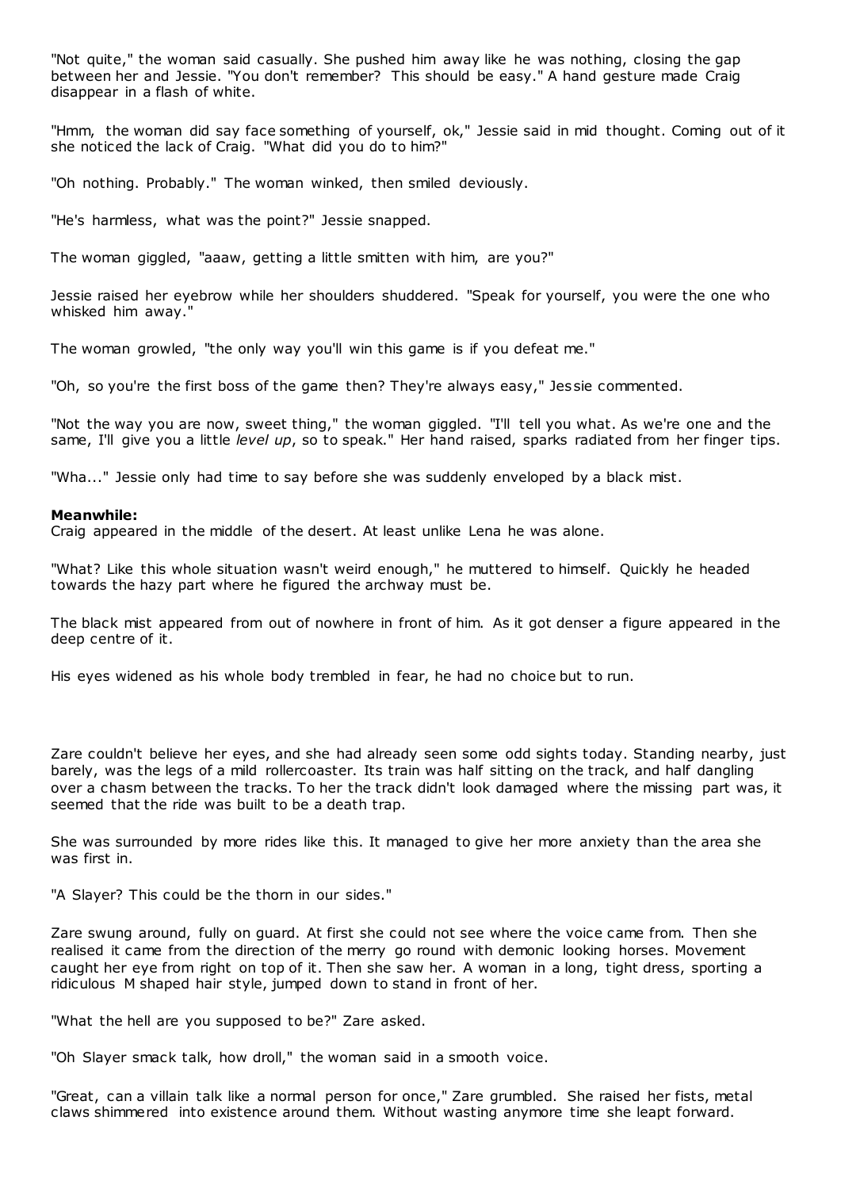"Not quite," the woman said casually. She pushed him away like he was nothing, closing the gap between her and Jessie. "You don't remember? This should be easy." A hand gesture made Craig disappear in a flash of white.

"Hmm, the woman did say face something of yourself, ok," Jessie said in mid thought. Coming out of it she noticed the lack of Craig. "What did you do to him?"

"Oh nothing. Probably." The woman winked, then smiled deviously.

"He's harmless, what was the point?" Jessie snapped.

The woman giggled, "aaaw, getting a little smitten with him, are you?"

Jessie raised her eyebrow while her shoulders shuddered. "Speak for yourself, you were the one who whisked him away."

The woman growled, "the only way you'll win this game is if you defeat me."

"Oh, so you're the first boss of the game then? They're always easy," Jessie commented.

"Not the way you are now, sweet thing," the woman giggled. "I'll tell you what. As we're one and the same, I'll give you a little *level up*, so to speak." Her hand raised, sparks radiated from her finger tips.

"Wha..." Jessie only had time to say before she was suddenly enveloped by a black mist.

**Meanwhile:**
Craig appeared in the middle of the desert. At least unlike Lena he was alone.

"What? Like this whole situation wasn't weird enough," he muttered to himself. Quickly he headed towards the hazy part where he figured the archway must be.

The black mist appeared from out of nowhere in front of him. As it got denser a figure appeared in the deep centre of it.

His eyes widened as his whole body trembled in fear, he had no choice but to run.

Zare couldn't believe her eyes, and she had already seen some odd sights today. Standing nearby, just barely, was the legs of a mild rollercoaster. Its train was half sitting on the track, and half dangling over a chasm between the tracks. To her the track didn't look damaged where the missing part was, it seemed that the ride was built to be a death trap.

She was surrounded by more rides like this. It managed to give her more anxiety than the area she was first in.

"A Slayer? This could be the thorn in our sides."

Zare swung around, fully on guard. At first she could not see where the voice came from. Then she realised it came from the direction of the merry go round with demonic looking horses. Movement caught her eye from right on top of it. Then she saw her. A woman in a long, tight dress, sporting a ridiculous M shaped hair style, jumped down to stand in front of her.

"What the hell are you supposed to be?" Zare asked.

"Oh Slayer smack talk, how droll," the woman said in a smooth voice.

"Great, can a villain talk like a normal person for once," Zare grumbled. She raised her fists, metal claws shimmered into existence around them. Without wasting anymore time she leapt forward.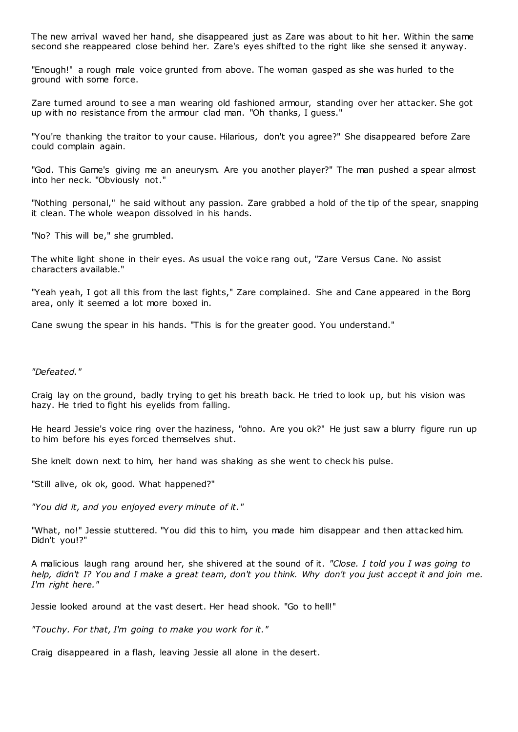The new arrival waved her hand, she disappeared just as Zare was about to hit her. Within the same second she reappeared close behind her. Zare's eyes shifted to the right like she sensed it anyway.

"Enough!" a rough male voice grunted from above. The woman gasped as she was hurled to the ground with some force.

Zare turned around to see a man wearing old fashioned armour, standing over her attacker. She got up with no resistance from the armour clad man. "Oh thanks, I guess."

"You're thanking the traitor to your cause. Hilarious, don't you agree?" She disappeared before Zare could complain again.

"God. This Game's giving me an aneurysm. Are you another player?" The man pushed a spear almost into her neck. "Obviously not."

"Nothing personal," he said without any passion. Zare grabbed a hold of the tip of the spear, snapping it clean. The whole weapon dissolved in his hands.

"No? This will be," she grumbled.

The white light shone in their eyes. As usual the voice rang out, "Zare Versus Cane. No assist characters available."

"Yeah yeah, I got all this from the last fights," Zare complained. She and Cane appeared in the Borg area, only it seemed a lot more boxed in.

Cane swung the spear in his hands. "This is for the greater good. You understand."

*"Defeated."*

Craig lay on the ground, badly trying to get his breath back. He tried to look up, but his vision was hazy. He tried to fight his eyelids from falling.

He heard Jessie's voice ring over the haziness, "ohno. Are you ok?" He just saw a blurry figure run up to him before his eyes forced themselves shut.

She knelt down next to him, her hand was shaking as she went to check his pulse.

"Still alive, ok ok, good. What happened?"

*"You did it, and you enjoyed every minute of it."*

"What, no!" Jessie stuttered. "You did this to him, you made him disappear and then attacked him. Didn't you!?"

A malicious laugh rang around her, she shivered at the sound of it. *"Close. I told you I was going to help, didn't I? You and I make a great team, don't you think. Why don't you just accept it and join me. I'm right here."*

Jessie looked around at the vast desert. Her head shook. "Go to hell!"

*"Touchy. For that, I'm going to make you work for it."*

Craig disappeared in a flash, leaving Jessie all alone in the desert.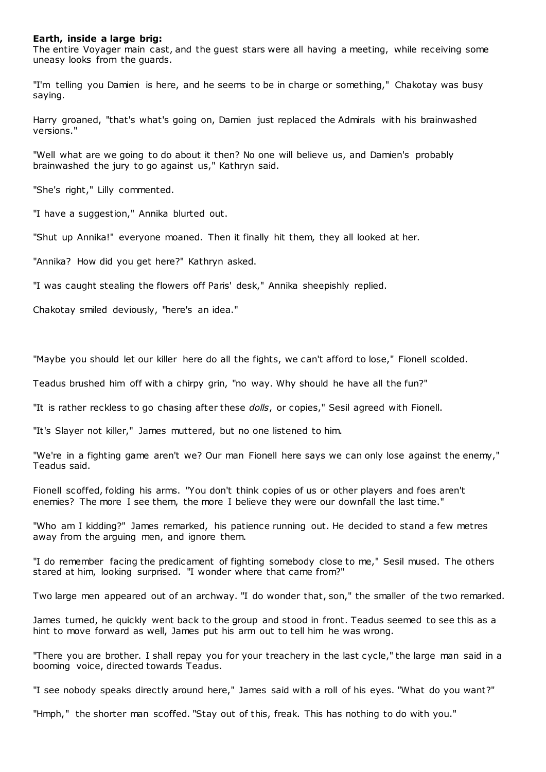**Earth, inside a large brig:**

The entire Voyager main cast, and the guest stars were all having a meeting, while receiving some uneasy looks from the guards.

"I'm telling you Damien is here, and he seems to be in charge or something," Chakotay was busy saying.

Harry groaned, "that's what's going on, Damien just replaced the Admirals with his brainwashed versions."

"Well what are we going to do about it then? No one will believe us, and Damien's probably brainwashed the jury to go against us," Kathryn said.

"She's right," Lilly commented.

"I have a suggestion," Annika blurted out.

"Shut up Annika!" everyone moaned. Then it finally hit them, they all looked at her.

"Annika? How did you get here?" Kathryn asked.

"I was caught stealing the flowers off Paris' desk," Annika sheepishly replied.

Chakotay smiled deviously, "here's an idea."

"Maybe you should let our killer here do all the fights, we can't afford to lose," Fionell scolded.

Teadus brushed him off with a chirpy grin, "no way. Why should he have all the fun?"

"It is rather reckless to go chasing after these *dolls*, or copies," Sesil agreed with Fionell.

"It's Slayer not killer," James muttered, but no one listened to him.

"We're in a fighting game aren't we? Our man Fionell here says we can only lose against the enemy," Teadus said.

Fionell scoffed, folding his arms. "You don't think copies of us or other players and foes aren't enemies? The more I see them, the more I believe they were our downfall the last time."

"Who am I kidding?" James remarked, his patience running out. He decided to stand a few metres away from the arguing men, and ignore them.

"I do remember facing the predicament of fighting somebody close to me," Sesil mused. The others stared at him, looking surprised. "I wonder where that came from?"

Two large men appeared out of an archway. "I do wonder that, son," the smaller of the two remarked.

James turned, he quickly went back to the group and stood in front. Teadus seemed to see this as a hint to move forward as well, James put his arm out to tell him he was wrong.

"There you are brother. I shall repay you for your treachery in the last cycle," the large man said in a booming voice, directed towards Teadus.

"I see nobody speaks directly around here," James said with a roll of his eyes. "What do you want?"

"Hmph," the shorter man scoffed. "Stay out of this, freak. This has nothing to do with you."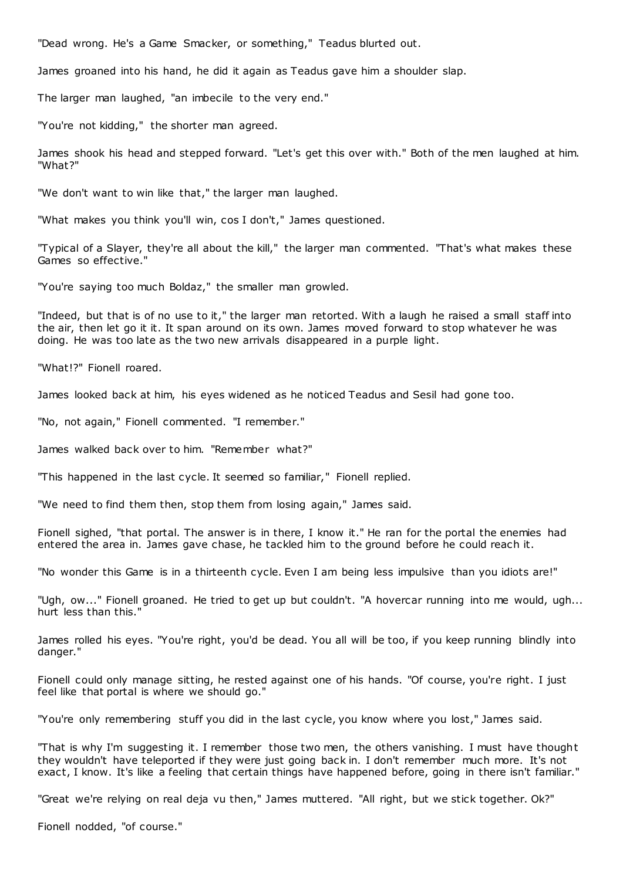"Dead wrong. He's a Game Smacker, or something," Teadus blurted out.

James groaned into his hand, he did it again as Teadus gave him a shoulder slap.

The larger man laughed, "an imbecile to the very end."

"You're not kidding," the shorter man agreed.

James shook his head and stepped forward. "Let's get this over with." Both of the men laughed at him. "What?"

"We don't want to win like that," the larger man laughed.

"What makes you think you'll win, cos I don't," James questioned.

"Typical of a Slayer, they're all about the kill," the larger man commented. "That's what makes these Games so effective."

"You're saying too much Boldaz," the smaller man growled.

"Indeed, but that is of no use to it," the larger man retorted. With a laugh he raised a small staff into the air, then let go it it. It span around on its own. James moved forward to stop whatever he was doing. He was too late as the two new arrivals disappeared in a purple light.

"What!?" Fionell roared.

James looked back at him, his eyes widened as he noticed Teadus and Sesil had gone too.

"No, not again," Fionell commented. "I remember."

James walked back over to him. "Remember what?"

"This happened in the last cycle. It seemed so familiar," Fionell replied.

"We need to find them then, stop them from losing again," James said.

Fionell sighed, "that portal. The answer is in there, I know it." He ran for the portal the enemies had entered the area in. James gave chase, he tackled him to the ground before he could reach it.

"No wonder this Game is in a thirteenth cycle. Even I am being less impulsive than you idiots are!"

"Ugh, ow..." Fionell groaned. He tried to get up but couldn't. "A hovercar running into me would, ugh... hurt less than this."

James rolled his eyes. "You're right, you'd be dead. You all will be too, if you keep running blindly into danger."

Fionell could only manage sitting, he rested against one of his hands. "Of course, you're right. I just feel like that portal is where we should go."

"You're only remembering stuff you did in the last cycle, you know where you lost," James said.

"That is why I'm suggesting it. I remember those two men, the others vanishing. I must have thought they wouldn't have teleported if they were just going back in. I don't remember much more. It's not exact, I know. It's like a feeling that certain things have happened before, going in there isn't familiar."

"Great we're relying on real deja vu then," James muttered. "All right, but we stick together. Ok?"

Fionell nodded, "of course."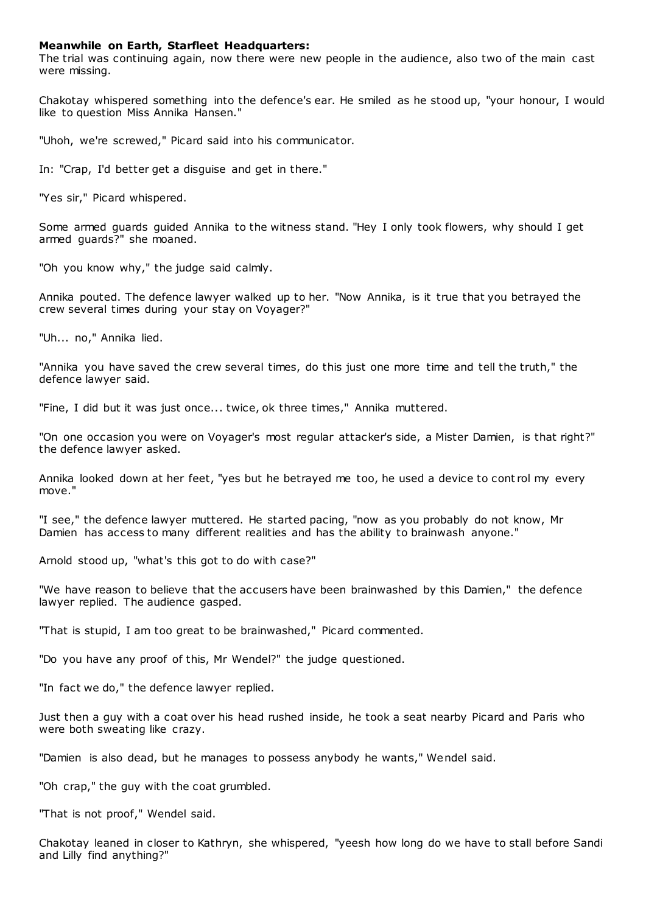**Meanwhile on Earth, Starfleet Headquarters:**

The trial was continuing again, now there were new people in the audience, also two of the main cast were missing.

Chakotay whispered something into the defence's ear. He smiled as he stood up, "your honour, I would like to question Miss Annika Hansen."

"Uhoh, we're screwed," Picard said into his communicator.

In: "Crap, I'd better get a disguise and get in there."

"Yes sir," Picard whispered.

Some armed guards guided Annika to the witness stand. "Hey I only took flowers, why should I get armed guards?" she moaned.

"Oh you know why," the judge said calmly.

Annika pouted. The defence lawyer walked up to her. "Now Annika, is it true that you betrayed the crew several times during your stay on Voyager?"

"Uh... no," Annika lied.

"Annika you have saved the crew several times, do this just one more time and tell the truth," the defence lawyer said.

"Fine, I did but it was just once... twice, ok three times," Annika muttered.

"On one occasion you were on Voyager's most regular attacker's side, a Mister Damien, is that right?" the defence lawyer asked.

Annika looked down at her feet, "yes but he betrayed me too, he used a device to control my every move."

"I see," the defence lawyer muttered. He started pacing, "now as you probably do not know, Mr Damien has access to many different realities and has the ability to brainwash anyone."

Arnold stood up, "what's this got to do with case?"

"We have reason to believe that the accusers have been brainwashed by this Damien," the defence lawyer replied. The audience gasped.

"That is stupid, I am too great to be brainwashed," Picard commented.

"Do you have any proof of this, Mr Wendel?" the judge questioned.

"In fact we do," the defence lawyer replied.

Just then a guy with a coat over his head rushed inside, he took a seat nearby Picard and Paris who were both sweating like crazy.

"Damien is also dead, but he manages to possess anybody he wants," Wendel said.

"Oh crap," the guy with the coat grumbled.

"That is not proof," Wendel said.

Chakotay leaned in closer to Kathryn, she whispered, "yeesh how long do we have to stall before Sandi and Lilly find anything?"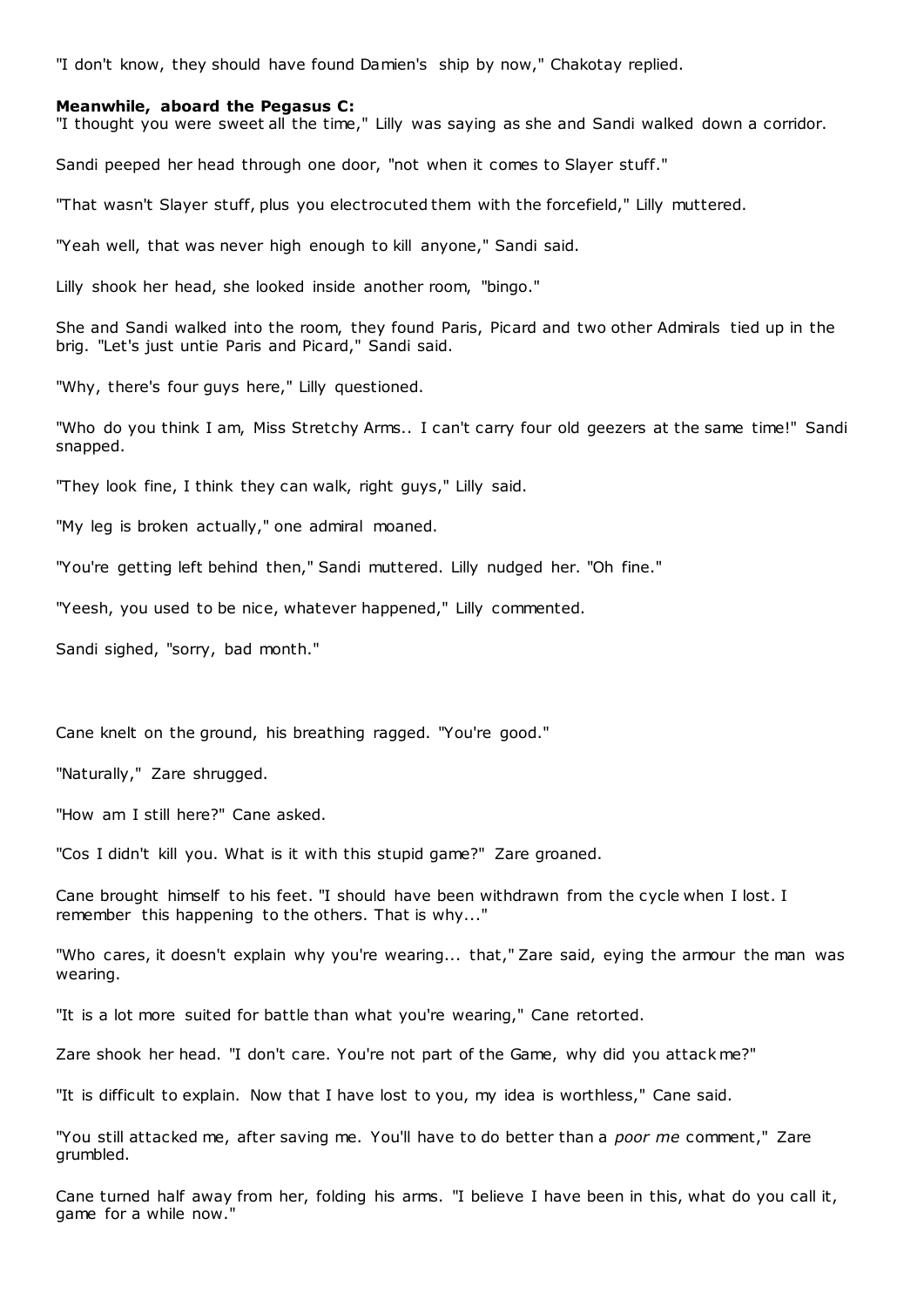"I don't know, they should have found Damien's ship by now," Chakotay replied.

**Meanwhile, aboard the Pegasus C:**

"I thought you were sweet all the time," Lilly was saying as she and Sandi walked down a corridor.

Sandi peeped her head through one door, "not when it comes to Slayer stuff."

"That wasn't Slayer stuff, plus you electrocuted them with the forcefield," Lilly muttered.

"Yeah well, that was never high enough to kill anyone," Sandi said.

Lilly shook her head, she looked inside another room, "bingo."

She and Sandi walked into the room, they found Paris, Picard and two other Admirals tied up in the brig. "Let's just untie Paris and Picard," Sandi said.

"Why, there's four guys here," Lilly questioned.

"Who do you think I am, Miss Stretchy Arms.. I can't carry four old geezers at the same time!" Sandi snapped.

"They look fine, I think they can walk, right guys," Lilly said.

"My leg is broken actually," one admiral moaned.

"You're getting left behind then," Sandi muttered. Lilly nudged her. "Oh fine."

"Yeesh, you used to be nice, whatever happened," Lilly commented.

Sandi sighed, "sorry, bad month."

Cane knelt on the ground, his breathing ragged. "You're good."

"Naturally," Zare shrugged.

"How am I still here?" Cane asked.

"Cos I didn't kill you. What is it with this stupid game?" Zare groaned.

Cane brought himself to his feet. "I should have been withdrawn from the cycle when I lost. I remember this happening to the others. That is why..."

"Who cares, it doesn't explain why you're wearing... that," Zare said, eying the armour the man was wearing.

"It is a lot more suited for battle than what you're wearing," Cane retorted.

Zare shook her head. "I don't care. You're not part of the Game, why did you attack me?"

"It is difficult to explain. Now that I have lost to you, my idea is worthless," Cane said.

"You still attacked me, after saving me. You'll have to do better than a *poor me* comment," Zare grumbled.

Cane turned half away from her, folding his arms. "I believe I have been in this, what do you call it, game for a while now."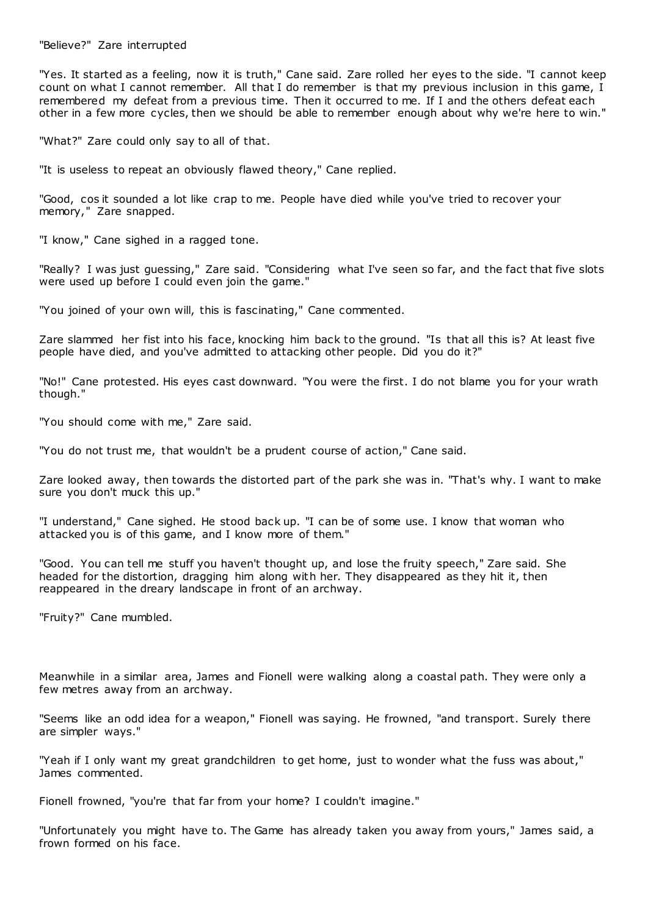"Believe?" Zare interrupted

"Yes. It started as a feeling, now it is truth," Cane said. Zare rolled her eyes to the side. "I cannot keep count on what I cannot remember. All that I do remember is that my previous inclusion in this game, I remembered my defeat from a previous time. Then it occurred to me. If I and the others defeat each other in a few more cycles, then we should be able to remember enough about why we're here to win."

"What?" Zare could only say to all of that.

"It is useless to repeat an obviously flawed theory," Cane replied.

"Good, cos it sounded a lot like crap to me. People have died while you've tried to recover your memory," Zare snapped.

"I know," Cane sighed in a ragged tone.

"Really? I was just guessing," Zare said. "Considering what I've seen so far, and the fact that five slots were used up before I could even join the game."

"You joined of your own will, this is fascinating," Cane commented.

Zare slammed her fist into his face, knocking him back to the ground. "Is that all this is? At least five people have died, and you've admitted to attacking other people. Did you do it?"

"No!" Cane protested. His eyes cast downward. "You were the first. I do not blame you for your wrath though."

"You should come with me," Zare said.

"You do not trust me, that wouldn't be a prudent course of action," Cane said.

Zare looked away, then towards the distorted part of the park she was in. "That's why. I want to make sure you don't muck this up."

"I understand," Cane sighed. He stood back up. "I can be of some use. I know that woman who attacked you is of this game, and I know more of them."

"Good. You can tell me stuff you haven't thought up, and lose the fruity speech," Zare said. She headed for the distortion, dragging him along with her. They disappeared as they hit it, then reappeared in the dreary landscape in front of an archway.

"Fruity?" Cane mumbled.

Meanwhile in a similar area, James and Fionell were walking along a coastal path. They were only a few metres away from an archway.

"Seems like an odd idea for a weapon," Fionell was saying. He frowned, "and transport. Surely there are simpler ways."

"Yeah if I only want my great grandchildren to get home, just to wonder what the fuss was about," James commented.

Fionell frowned, "you're that far from your home? I couldn't imagine."

"Unfortunately you might have to. The Game has already taken you away from yours," James said, a frown formed on his face.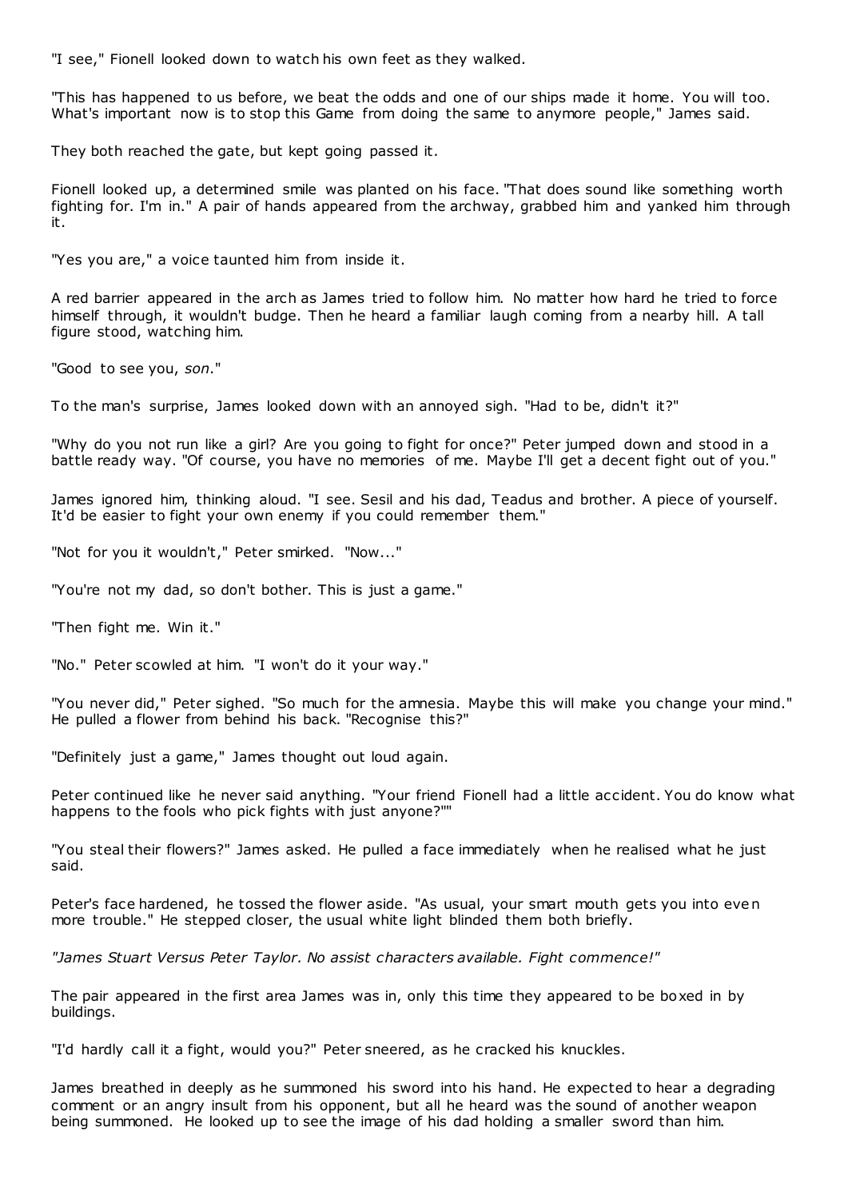"I see," Fionell looked down to watch his own feet as they walked.

"This has happened to us before, we beat the odds and one of our ships made it home. You will too. What's important now is to stop this Game from doing the same to anymore people," James said.

They both reached the gate, but kept going passed it.

Fionell looked up, a determined smile was planted on his face. "That does sound like something worth fighting for. I'm in." A pair of hands appeared from the archway, grabbed him and yanked him through it.

"Yes you are," a voice taunted him from inside it.

A red barrier appeared in the arch as James tried to follow him. No matter how hard he tried to force himself through, it wouldn't budge. Then he heard a familiar laugh coming from a nearby hill. A tall figure stood, watching him.

"Good to see you, *son*."

To the man's surprise, James looked down with an annoyed sigh. "Had to be, didn't it?"

"Why do you not run like a girl? Are you going to fight for once?" Peter jumped down and stood in a battle ready way. "Of course, you have no memories of me. Maybe I'll get a decent fight out of you."

James ignored him, thinking aloud. "I see. Sesil and his dad, Teadus and brother. A piece of yourself. It'd be easier to fight your own enemy if you could remember them."

"Not for you it wouldn't," Peter smirked. "Now..."

"You're not my dad, so don't bother. This is just a game."

"Then fight me. Win it."

"No." Peter scowled at him. "I won't do it your way."

"You never did," Peter sighed. "So much for the amnesia. Maybe this will make you change your mind." He pulled a flower from behind his back. "Recognise this?"

"Definitely just a game," James thought out loud again.

Peter continued like he never said anything. "Your friend Fionell had a little accident. You do know what happens to the fools who pick fights with just anyone?""

"You steal their flowers?" James asked. He pulled a face immediately when he realised what he just said.

Peter's face hardened, he tossed the flower aside. "As usual, your smart mouth gets you into even more trouble." He stepped closer, the usual white light blinded them both briefly.

*"James Stuart Versus Peter Taylor. No assist characters available. Fight commence!"*

The pair appeared in the first area James was in, only this time they appeared to be boxed in by buildings.

"I'd hardly call it a fight, would you?" Peter sneered, as he cracked his knuckles.

James breathed in deeply as he summoned his sword into his hand. He expected to hear a degrading comment or an angry insult from his opponent, but all he heard was the sound of another weapon being summoned. He looked up to see the image of his dad holding a smaller sword than him.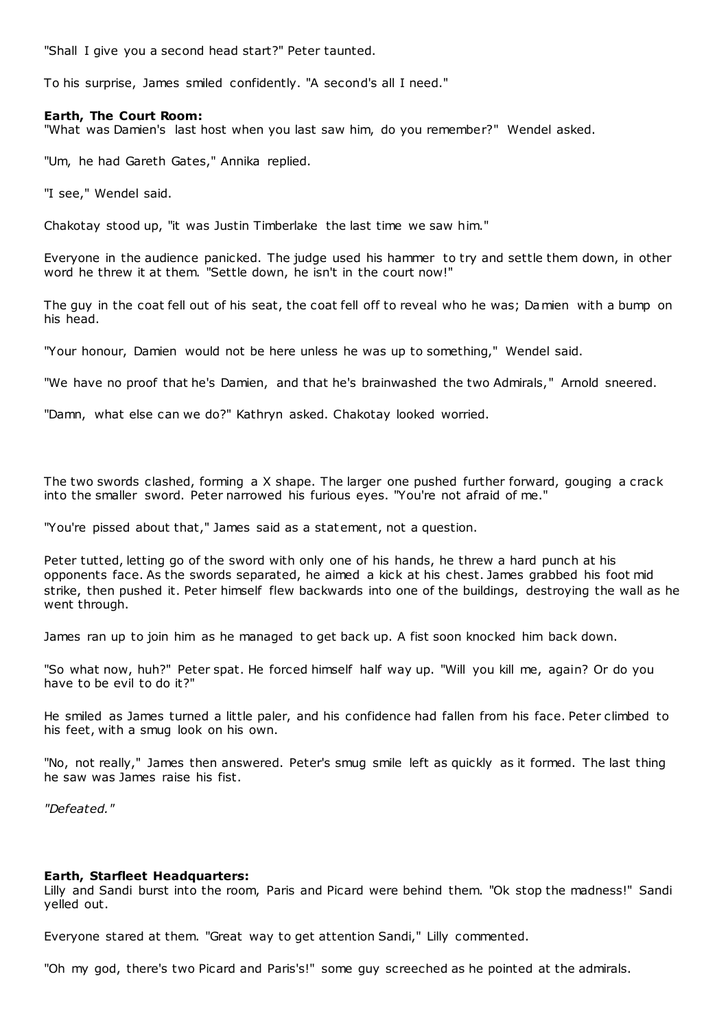"Shall I give you a second head start?" Peter taunted.

To his surprise, James smiled confidently. "A second's all I need."

**Earth, The Court Room:**
"What was Damien's last host when you last saw him, do you remember?" Wendel asked.

"Um, he had Gareth Gates," Annika replied.

"I see," Wendel said.

Chakotay stood up, "it was Justin Timberlake the last time we saw him."

Everyone in the audience panicked. The judge used his hammer to try and settle them down, in other word he threw it at them. "Settle down, he isn't in the court now!"

The guy in the coat fell out of his seat, the coat fell off to reveal who he was; Damien with a bump on his head.

"Your honour, Damien would not be here unless he was up to something," Wendel said.

"We have no proof that he's Damien, and that he's brainwashed the two Admirals," Arnold sneered.

"Damn, what else can we do?" Kathryn asked. Chakotay looked worried.

The two swords clashed, forming a X shape. The larger one pushed further forward, gouging a crack into the smaller sword. Peter narrowed his furious eyes. "You're not afraid of me."

"You're pissed about that," James said as a statement, not a question.

Peter tutted, letting go of the sword with only one of his hands, he threw a hard punch at his opponents face. As the swords separated, he aimed a kick at his chest. James grabbed his foot mid strike, then pushed it. Peter himself flew backwards into one of the buildings, destroying the wall as he went through.

James ran up to join him as he managed to get back up. A fist soon knocked him back down.

"So what now, huh?" Peter spat. He forced himself half way up. "Will you kill me, again? Or do you have to be evil to do it?"

He smiled as James turned a little paler, and his confidence had fallen from his face. Peter climbed to his feet, with a smug look on his own.

"No, not really," James then answered. Peter's smug smile left as quickly as it formed. The last thing he saw was James raise his fist.

*"Defeated."*

**Earth, Starfleet Headquarters:**
Lilly and Sandi burst into the room, Paris and Picard were behind them. "Ok stop the madness!" Sandi yelled out.

Everyone stared at them. "Great way to get attention Sandi," Lilly commented.

"Oh my god, there's two Picard and Paris's!" some guy screeched as he pointed at the admirals.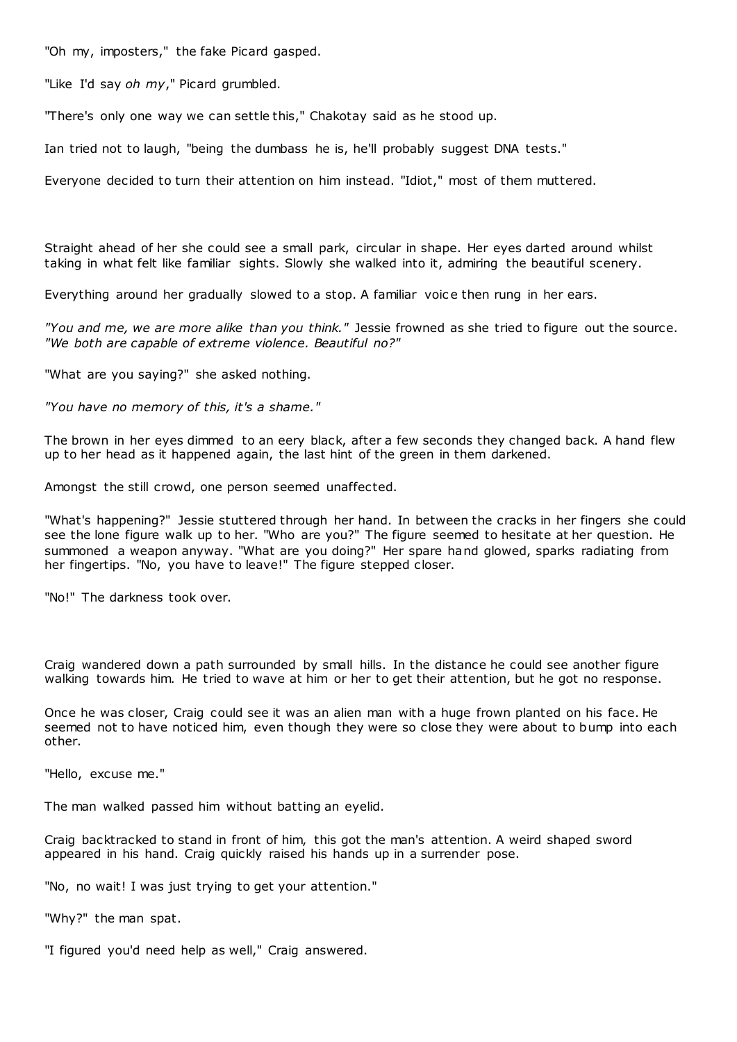"Oh my, imposters," the fake Picard gasped.

"Like I'd say *oh my*," Picard grumbled.

"There's only one way we can settle this," Chakotay said as he stood up.

Ian tried not to laugh, "being the dumbass he is, he'll probably suggest DNA tests."

Everyone decided to turn their attention on him instead. "Idiot," most of them muttered.

Straight ahead of her she could see a small park, circular in shape. Her eyes darted around whilst taking in what felt like familiar sights. Slowly she walked into it, admiring the beautiful scenery.

Everything around her gradually slowed to a stop. A familiar voice then rung in her ears.

*"You and me, we are more alike than you think."* Jessie frowned as she tried to figure out the source. *"We both are capable of extreme violence. Beautiful no?"*

"What are you saying?" she asked nothing.

*"You have no memory of this, it's a shame."*

The brown in her eyes dimmed to an eery black, after a few seconds they changed back. A hand flew up to her head as it happened again, the last hint of the green in them darkened.

Amongst the still crowd, one person seemed unaffected.

"What's happening?" Jessie stuttered through her hand. In between the cracks in her fingers she could see the lone figure walk up to her. "Who are you?" The figure seemed to hesitate at her question. He summoned a weapon anyway. "What are you doing?" Her spare hand glowed, sparks radiating from her fingertips. "No, you have to leave!" The figure stepped closer.

"No!" The darkness took over.

Craig wandered down a path surrounded by small hills. In the distance he could see another figure walking towards him. He tried to wave at him or her to get their attention, but he got no response.

Once he was closer, Craig could see it was an alien man with a huge frown planted on his face. He seemed not to have noticed him, even though they were so close they were about to bump into each other.

"Hello, excuse me."

The man walked passed him without batting an eyelid.

Craig backtracked to stand in front of him, this got the man's attention. A weird shaped sword appeared in his hand. Craig quickly raised his hands up in a surrender pose.

"No, no wait! I was just trying to get your attention."

"Why?" the man spat.

"I figured you'd need help as well," Craig answered.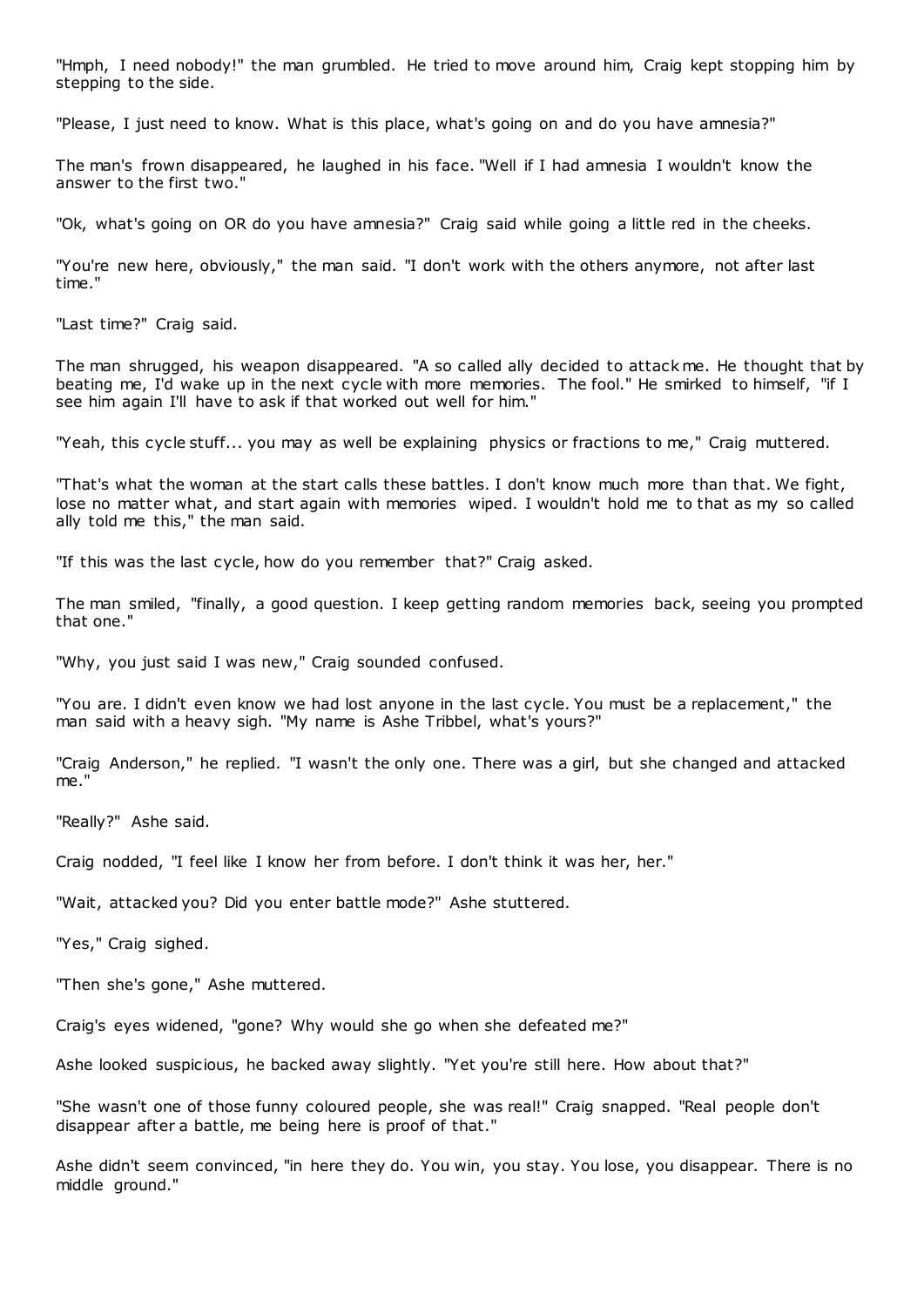"Hmph, I need nobody!" the man grumbled. He tried to move around him, Craig kept stopping him by stepping to the side.

"Please, I just need to know. What is this place, what's going on and do you have amnesia?"

The man's frown disappeared, he laughed in his face. "Well if I had amnesia I wouldn't know the answer to the first two."

"Ok, what's going on OR do you have amnesia?" Craig said while going a little red in the cheeks.

"You're new here, obviously," the man said. "I don't work with the others anymore, not after last time."

"Last time?" Craig said.

The man shrugged, his weapon disappeared. "A so called ally decided to attack me. He thought that by beating me, I'd wake up in the next cycle with more memories. The fool." He smirked to himself, "if I see him again I'll have to ask if that worked out well for him."

"Yeah, this cycle stuff... you may as well be explaining physics or fractions to me," Craig muttered.

"That's what the woman at the start calls these battles. I don't know much more than that. We fight, lose no matter what, and start again with memories wiped. I wouldn't hold me to that as my so called ally told me this," the man said.

"If this was the last cycle, how do you remember that?" Craig asked.

The man smiled, "finally, a good question. I keep getting random memories back, seeing you prompted that one."

"Why, you just said I was new," Craig sounded confused.

"You are. I didn't even know we had lost anyone in the last cycle. You must be a replacement," the man said with a heavy sigh. "My name is Ashe Tribbel, what's yours?"

"Craig Anderson," he replied. "I wasn't the only one. There was a girl, but she changed and attacked me."

"Really?" Ashe said.

Craig nodded, "I feel like I know her from before. I don't think it was her, her."

"Wait, attacked you? Did you enter battle mode?" Ashe stuttered.

"Yes," Craig sighed.

"Then she's gone," Ashe muttered.

Craig's eyes widened, "gone? Why would she go when she defeated me?"

Ashe looked suspicious, he backed away slightly. "Yet you're still here. How about that?"

"She wasn't one of those funny coloured people, she was real!" Craig snapped. "Real people don't disappear after a battle, me being here is proof of that."

Ashe didn't seem convinced, "in here they do. You win, you stay. You lose, you disappear. There is no middle ground."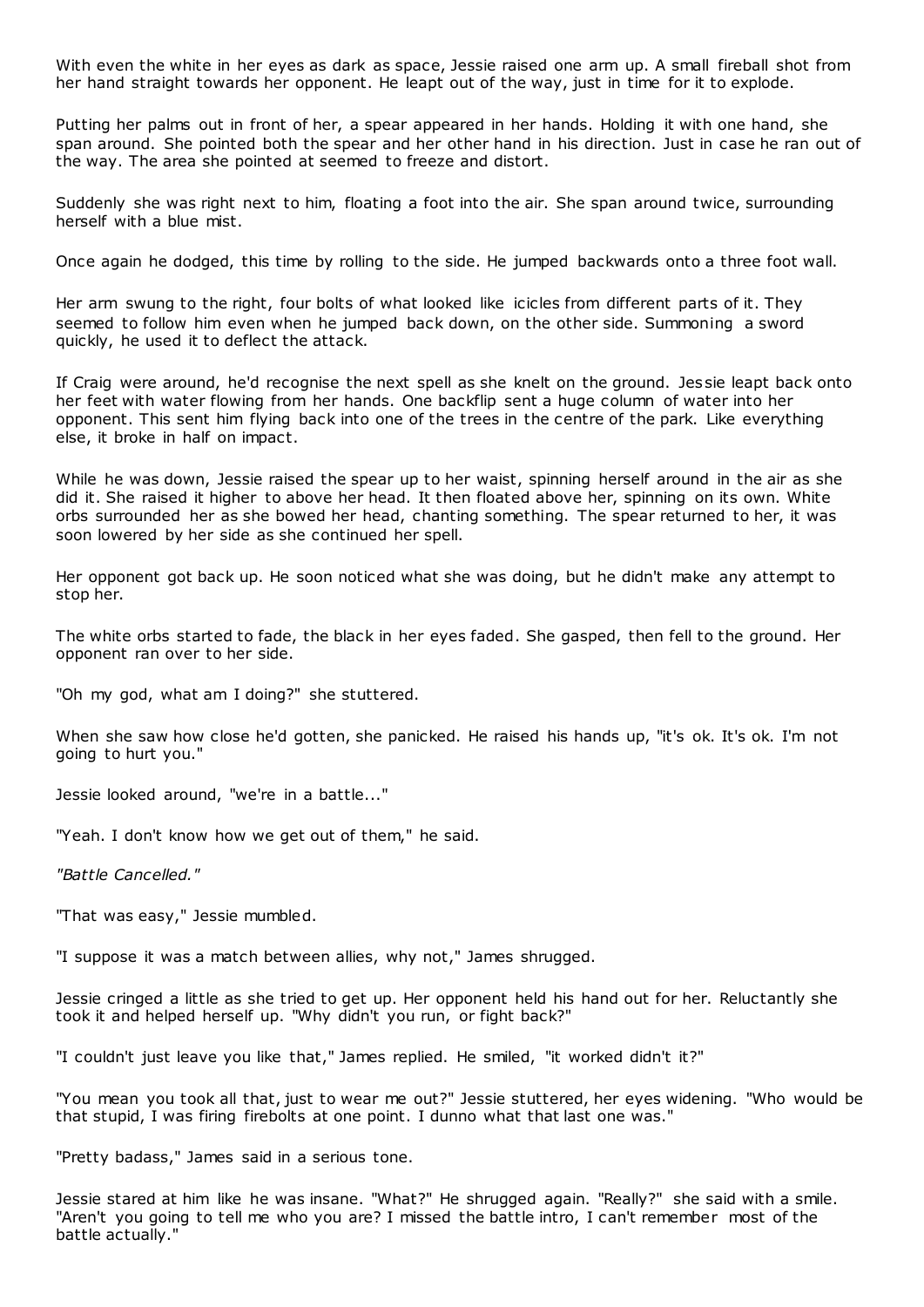With even the white in her eyes as dark as space, Jessie raised one arm up. A small fireball shot from her hand straight towards her opponent. He leapt out of the way, just in time for it to explode.

Putting her palms out in front of her, a spear appeared in her hands. Holding it with one hand, she span around. She pointed both the spear and her other hand in his direction. Just in case he ran out of the way. The area she pointed at seemed to freeze and distort.

Suddenly she was right next to him, floating a foot into the air. She span around twice, surrounding herself with a blue mist.

Once again he dodged, this time by rolling to the side. He jumped backwards onto a three foot wall.

Her arm swung to the right, four bolts of what looked like icicles from different parts of it. They seemed to follow him even when he jumped back down, on the other side. Summoning a sword quickly, he used it to deflect the attack.

If Craig were around, he'd recognise the next spell as she knelt on the ground. Jessie leapt back onto her feet with water flowing from her hands. One backflip sent a huge column of water into her opponent. This sent him flying back into one of the trees in the centre of the park. Like everything else, it broke in half on impact.

While he was down, Jessie raised the spear up to her waist, spinning herself around in the air as she did it. She raised it higher to above her head. It then floated above her, spinning on its own. White orbs surrounded her as she bowed her head, chanting something. The spear returned to her, it was soon lowered by her side as she continued her spell.

Her opponent got back up. He soon noticed what she was doing, but he didn't make any attempt to stop her.

The white orbs started to fade, the black in her eyes faded. She gasped, then fell to the ground. Her opponent ran over to her side.

"Oh my god, what am I doing?" she stuttered.

When she saw how close he'd gotten, she panicked. He raised his hands up, "it's ok. It's ok. I'm not going to hurt you."

Jessie looked around, "we're in a battle..."

"Yeah. I don't know how we get out of them," he said.

*"Battle Cancelled."*

"That was easy," Jessie mumbled.

"I suppose it was a match between allies, why not," James shrugged.

Jessie cringed a little as she tried to get up. Her opponent held his hand out for her. Reluctantly she took it and helped herself up. "Why didn't you run, or fight back?"

"I couldn't just leave you like that," James replied. He smiled, "it worked didn't it?"

"You mean you took all that, just to wear me out?" Jessie stuttered, her eyes widening. "Who would be that stupid, I was firing firebolts at one point. I dunno what that last one was."

"Pretty badass," James said in a serious tone.

Jessie stared at him like he was insane. "What?" He shrugged again. "Really?" she said with a smile. "Aren't you going to tell me who you are? I missed the battle intro, I can't remember most of the battle actually."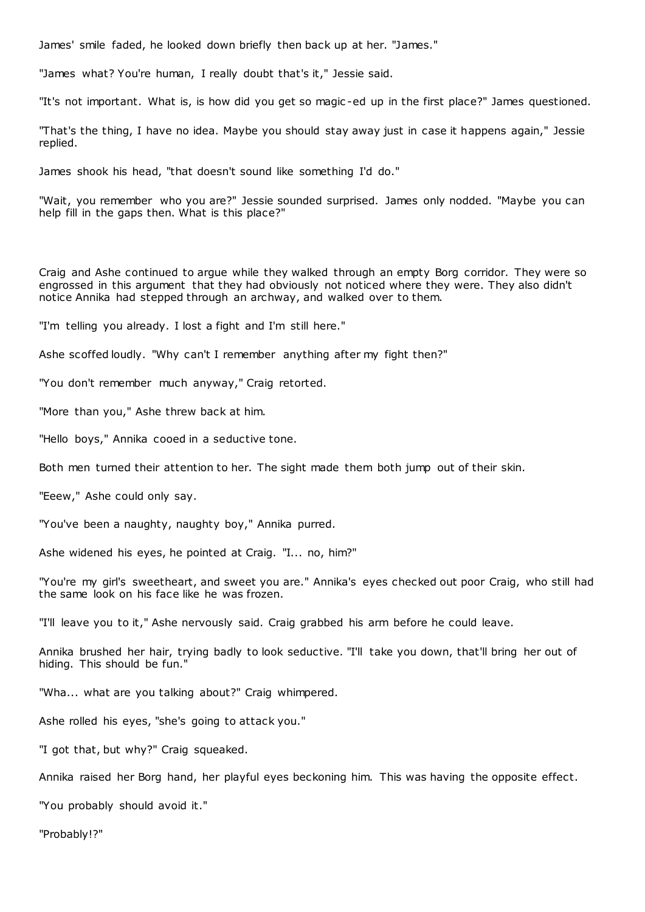James' smile faded, he looked down briefly then back up at her. "James."

"James what? You're human, I really doubt that's it," Jessie said.

"It's not important. What is, is how did you get so magic-ed up in the first place?" James questioned.

"That's the thing, I have no idea. Maybe you should stay away just in case it happens again," Jessie replied.

James shook his head, "that doesn't sound like something I'd do."

"Wait, you remember who you are?" Jessie sounded surprised. James only nodded. "Maybe you can help fill in the gaps then. What is this place?"

Craig and Ashe continued to argue while they walked through an empty Borg corridor. They were so engrossed in this argument that they had obviously not noticed where they were. They also didn't notice Annika had stepped through an archway, and walked over to them.

"I'm telling you already. I lost a fight and I'm still here."

Ashe scoffed loudly. "Why can't I remember anything after my fight then?"

"You don't remember much anyway," Craig retorted.

"More than you," Ashe threw back at him.

"Hello boys," Annika cooed in a seductive tone.

Both men turned their attention to her. The sight made them both jump out of their skin.

"Eeew," Ashe could only say.

"You've been a naughty, naughty boy," Annika purred.

Ashe widened his eyes, he pointed at Craig. "I... no, him?"

"You're my girl's sweetheart, and sweet you are." Annika's eyes checked out poor Craig, who still had the same look on his face like he was frozen.

"I'll leave you to it," Ashe nervously said. Craig grabbed his arm before he could leave.

Annika brushed her hair, trying badly to look seductive. "I'll take you down, that'll bring her out of hiding. This should be fun."

"Wha... what are you talking about?" Craig whimpered.

Ashe rolled his eyes, "she's going to attack you."

"I got that, but why?" Craig squeaked.

Annika raised her Borg hand, her playful eyes beckoning him. This was having the opposite effect.

"You probably should avoid it."

"Probably!?"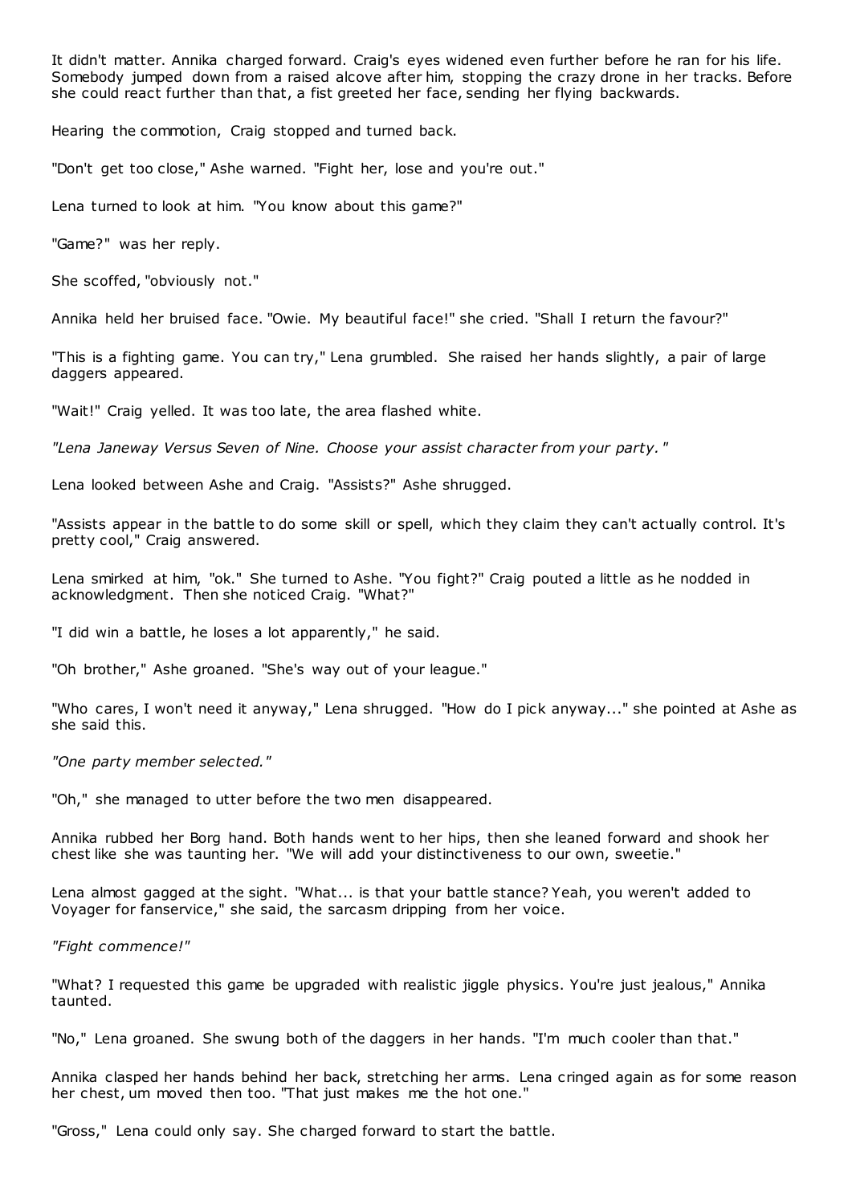It didn't matter. Annika charged forward. Craig's eyes widened even further before he ran for his life. Somebody jumped down from a raised alcove after him, stopping the crazy drone in her tracks. Before she could react further than that, a fist greeted her face, sending her flying backwards.

Hearing the commotion, Craig stopped and turned back.

"Don't get too close," Ashe warned. "Fight her, lose and you're out."

Lena turned to look at him. "You know about this game?"

"Game?" was her reply.

She scoffed, "obviously not."

Annika held her bruised face. "Owie. My beautiful face!" she cried. "Shall I return the favour?"

"This is a fighting game. You can try," Lena grumbled. She raised her hands slightly, a pair of large daggers appeared.

"Wait!" Craig yelled. It was too late, the area flashed white.

*"Lena Janeway Versus Seven of Nine. Choose your assist character from your party."*

Lena looked between Ashe and Craig. "Assists?" Ashe shrugged.

"Assists appear in the battle to do some skill or spell, which they claim they can't actually control. It's pretty cool," Craig answered.

Lena smirked at him, "ok." She turned to Ashe. "You fight?" Craig pouted a little as he nodded in acknowledgment. Then she noticed Craig. "What?"

"I did win a battle, he loses a lot apparently," he said.

"Oh brother," Ashe groaned. "She's way out of your league."

"Who cares, I won't need it anyway," Lena shrugged. "How do I pick anyway..." she pointed at Ashe as she said this.

*"One party member selected."*

"Oh," she managed to utter before the two men disappeared.

Annika rubbed her Borg hand. Both hands went to her hips, then she leaned forward and shook her chest like she was taunting her. "We will add your distinctiveness to our own, sweetie."

Lena almost gagged at the sight. "What... is that your battle stance? Yeah, you weren't added to Voyager for fanservice," she said, the sarcasm dripping from her voice.

*"Fight commence!"*

"What? I requested this game be upgraded with realistic jiggle physics. You're just jealous," Annika taunted.

"No," Lena groaned. She swung both of the daggers in her hands. "I'm much cooler than that."

Annika clasped her hands behind her back, stretching her arms. Lena cringed again as for some reason her chest, um moved then too. "That just makes me the hot one."

"Gross," Lena could only say. She charged forward to start the battle.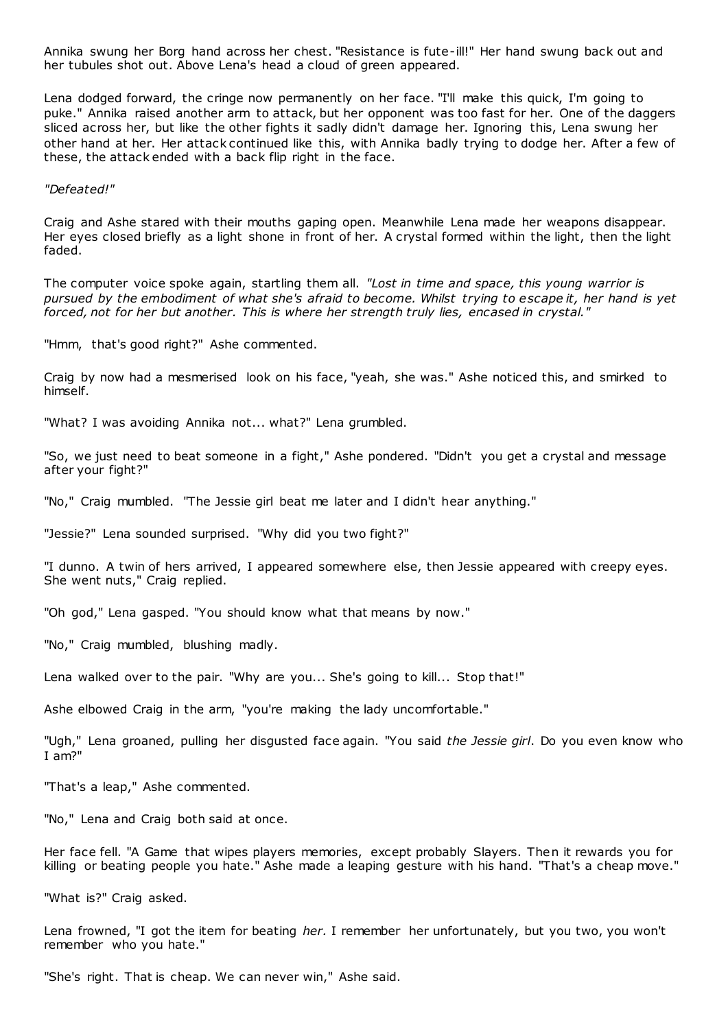Annika swung her Borg hand across her chest. "Resistance is fute-ill!" Her hand swung back out and her tubules shot out. Above Lena's head a cloud of green appeared.

Lena dodged forward, the cringe now permanently on her face. "I'll make this quick, I'm going to puke." Annika raised another arm to attack, but her opponent was too fast for her. One of the daggers sliced across her, but like the other fights it sadly didn't damage her. Ignoring this, Lena swung her other hand at her. Her attack continued like this, with Annika badly trying to dodge her. After a few of these, the attack ended with a back flip right in the face.

*"Defeated!"*

Craig and Ashe stared with their mouths gaping open. Meanwhile Lena made her weapons disappear. Her eyes closed briefly as a light shone in front of her. A crystal formed within the light, then the light faded.

The computer voice spoke again, startling them all. *"Lost in time and space, this young warrior is pursued by the embodiment of what she's afraid to become. Whilst trying to escape it, her hand is yet forced, not for her but another. This is where her strength truly lies, encased in crystal."*

"Hmm, that's good right?" Ashe commented.

Craig by now had a mesmerised look on his face, "yeah, she was." Ashe noticed this, and smirked to himself.

"What? I was avoiding Annika not... what?" Lena grumbled.

"So, we just need to beat someone in a fight," Ashe pondered. "Didn't you get a crystal and message after your fight?"

"No," Craig mumbled. "The Jessie girl beat me later and I didn't hear anything."

"Jessie?" Lena sounded surprised. "Why did you two fight?"

"I dunno. A twin of hers arrived, I appeared somewhere else, then Jessie appeared with creepy eyes. She went nuts," Craig replied.

"Oh god," Lena gasped. "You should know what that means by now."

"No," Craig mumbled, blushing madly.

Lena walked over to the pair. "Why are you... She's going to kill... Stop that!"

Ashe elbowed Craig in the arm, "you're making the lady uncomfortable."

"Ugh," Lena groaned, pulling her disgusted face again. "You said *the Jessie girl*. Do you even know who I am?"

"That's a leap," Ashe commented.

"No," Lena and Craig both said at once.

Her face fell. "A Game that wipes players memories, except probably Slayers. Then it rewards you for killing or beating people you hate." Ashe made a leaping gesture with his hand. "That's a cheap move."

"What is?" Craig asked.

Lena frowned, "I got the item for beating *her.* I remember her unfortunately, but you two, you won't remember who you hate."

"She's right. That is cheap. We can never win," Ashe said.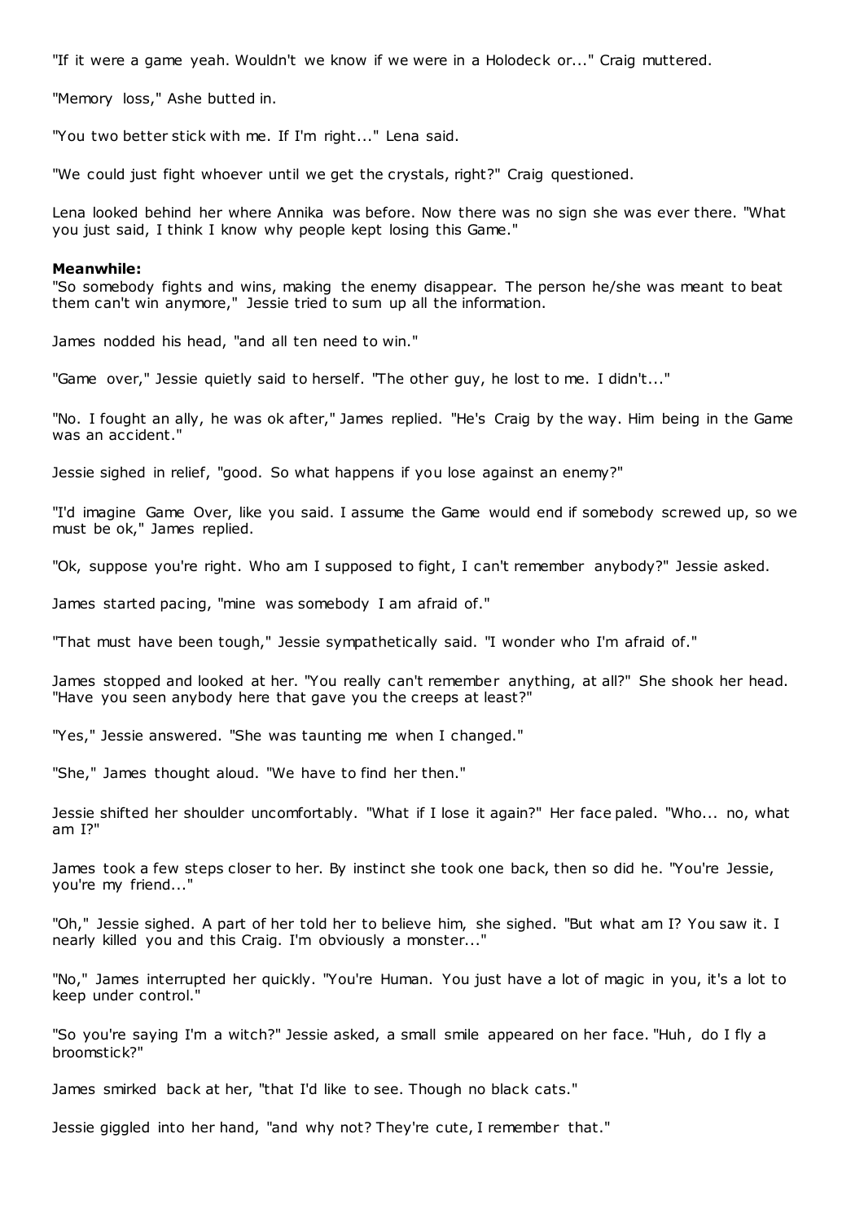"If it were a game yeah. Wouldn't we know if we were in a Holodeck or..." Craig muttered.

"Memory loss," Ashe butted in.

"You two better stick with me. If I'm right..." Lena said.

"We could just fight whoever until we get the crystals, right?" Craig questioned.

Lena looked behind her where Annika was before. Now there was no sign she was ever there. "What you just said, I think I know why people kept losing this Game."

**Meanwhile:**

"So somebody fights and wins, making the enemy disappear. The person he/she was meant to beat them can't win anymore," Jessie tried to sum up all the information.

James nodded his head, "and all ten need to win."

"Game over," Jessie quietly said to herself. "The other guy, he lost to me. I didn't..."

"No. I fought an ally, he was ok after," James replied. "He's Craig by the way. Him being in the Game was an accident."

Jessie sighed in relief, "good. So what happens if you lose against an enemy?"

"I'd imagine Game Over, like you said. I assume the Game would end if somebody screwed up, so we must be ok," James replied.

"Ok, suppose you're right. Who am I supposed to fight, I can't remember anybody?" Jessie asked.

James started pacing, "mine was somebody I am afraid of."

"That must have been tough," Jessie sympathetically said. "I wonder who I'm afraid of."

James stopped and looked at her. "You really can't remember anything, at all?" She shook her head. "Have you seen anybody here that gave you the creeps at least?"

"Yes," Jessie answered. "She was taunting me when I changed."

"She," James thought aloud. "We have to find her then."

Jessie shifted her shoulder uncomfortably. "What if I lose it again?" Her face paled. "Who... no, what am I?"

James took a few steps closer to her. By instinct she took one back, then so did he. "You're Jessie, you're my friend..."

"Oh," Jessie sighed. A part of her told her to believe him, she sighed. "But what am I? You saw it. I nearly killed you and this Craig. I'm obviously a monster..."

"No," James interrupted her quickly. "You're Human. You just have a lot of magic in you, it's a lot to keep under control."

"So you're saying I'm a witch?" Jessie asked, a small smile appeared on her face. "Huh, do I fly a broomstick?"

James smirked back at her, "that I'd like to see. Though no black cats."

Jessie giggled into her hand, "and why not? They're cute, I remember that."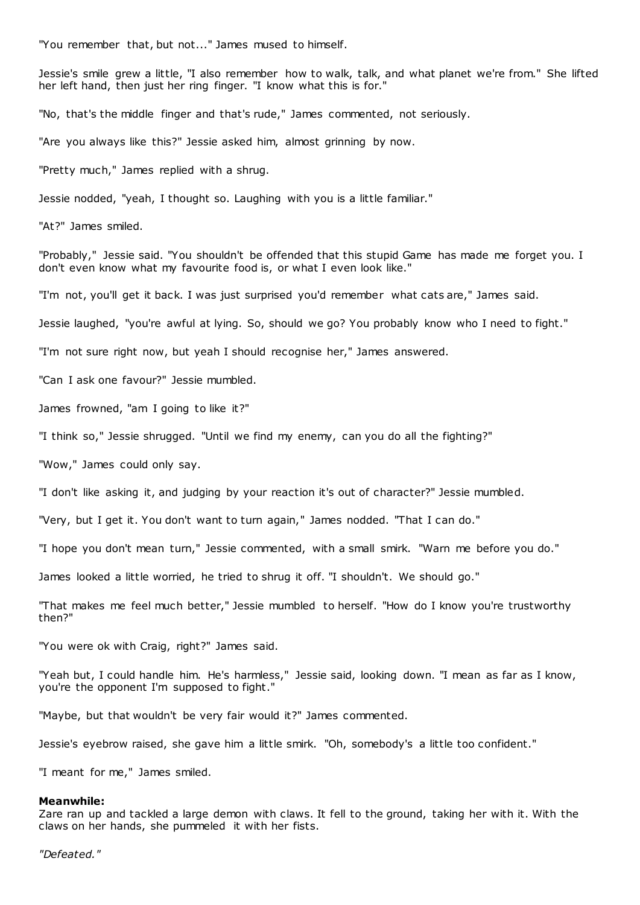"You remember that, but not..." James mused to himself.

Jessie's smile grew a little, "I also remember how to walk, talk, and what planet we're from." She lifted her left hand, then just her ring finger. "I know what this is for."

"No, that's the middle finger and that's rude," James commented, not seriously.

"Are you always like this?" Jessie asked him, almost grinning by now.

"Pretty much," James replied with a shrug.

Jessie nodded, "yeah, I thought so. Laughing with you is a little familiar."

"At?" James smiled.

"Probably," Jessie said. "You shouldn't be offended that this stupid Game has made me forget you. I don't even know what my favourite food is, or what I even look like."

"I'm not, you'll get it back. I was just surprised you'd remember what cats are," James said.

Jessie laughed, "you're awful at lying. So, should we go? You probably know who I need to fight."

"I'm not sure right now, but yeah I should recognise her," James answered.

"Can I ask one favour?" Jessie mumbled.

James frowned, "am I going to like it?"

"I think so," Jessie shrugged. "Until we find my enemy, can you do all the fighting?"

"Wow," James could only say.

"I don't like asking it, and judging by your reaction it's out of character?" Jessie mumbled.

"Very, but I get it. You don't want to turn again," James nodded. "That I can do."

"I hope you don't mean turn," Jessie commented, with a small smirk. "Warn me before you do."

James looked a little worried, he tried to shrug it off. "I shouldn't. We should go."

"That makes me feel much better," Jessie mumbled to herself. "How do I know you're trustworthy then?"

"You were ok with Craig, right?" James said.

"Yeah but, I could handle him. He's harmless," Jessie said, looking down. "I mean as far as I know, you're the opponent I'm supposed to fight."

"Maybe, but that wouldn't be very fair would it?" James commented.

Jessie's eyebrow raised, she gave him a little smirk. "Oh, somebody's a little too confident."

"I meant for me," James smiled.

**Meanwhile:**
Zare ran up and tackled a large demon with claws. It fell to the ground, taking her with it. With the claws on her hands, she pummeled it with her fists.

*"Defeated."*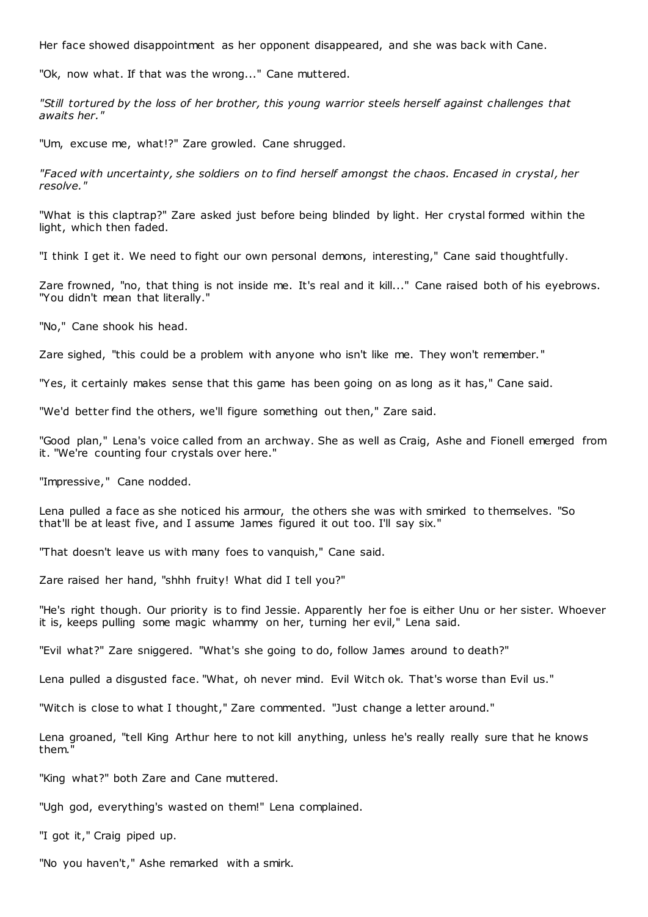Her face showed disappointment as her opponent disappeared, and she was back with Cane.

"Ok, now what. If that was the wrong..." Cane muttered.

*"Still tortured by the loss of her brother, this young warrior steels herself against challenges that awaits her."*

"Um, excuse me, what!?" Zare growled. Cane shrugged.

*"Faced with uncertainty, she soldiers on to find herself amongst the chaos. Encased in crystal, her resolve."*

"What is this claptrap?" Zare asked just before being blinded by light. Her crystal formed within the light, which then faded.

"I think I get it. We need to fight our own personal demons, interesting," Cane said thoughtfully.

Zare frowned, "no, that thing is not inside me. It's real and it kill..." Cane raised both of his eyebrows. "You didn't mean that literally."

"No," Cane shook his head.

Zare sighed, "this could be a problem with anyone who isn't like me. They won't remember."

"Yes, it certainly makes sense that this game has been going on as long as it has," Cane said.

"We'd better find the others, we'll figure something out then," Zare said.

"Good plan," Lena's voice called from an archway. She as well as Craig, Ashe and Fionell emerged from it. "We're counting four crystals over here."

"Impressive," Cane nodded.

Lena pulled a face as she noticed his armour, the others she was with smirked to themselves. "So that'll be at least five, and I assume James figured it out too. I'll say six."

"That doesn't leave us with many foes to vanquish," Cane said.

Zare raised her hand, "shhh fruity! What did I tell you?"

"He's right though. Our priority is to find Jessie. Apparently her foe is either Unu or her sister. Whoever it is, keeps pulling some magic whammy on her, turning her evil," Lena said.

"Evil what?" Zare sniggered. "What's she going to do, follow James around to death?"

Lena pulled a disgusted face. "What, oh never mind. Evil Witch ok. That's worse than Evil us."

"Witch is close to what I thought," Zare commented. "Just change a letter around."

Lena groaned, "tell King Arthur here to not kill anything, unless he's really really sure that he knows them."

"King what?" both Zare and Cane muttered.

"Ugh god, everything's wasted on them!" Lena complained.

"I got it," Craig piped up.

"No you haven't," Ashe remarked with a smirk.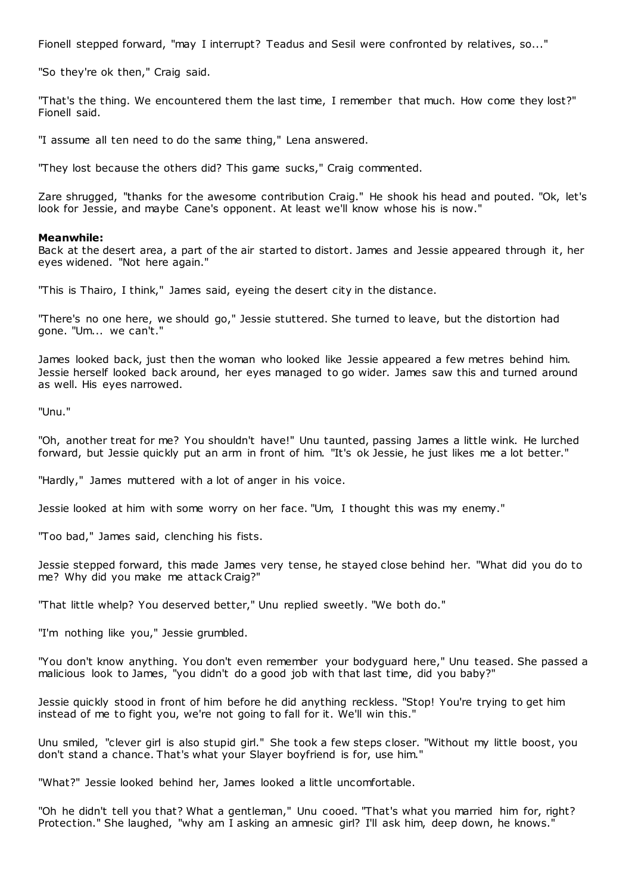Fionell stepped forward, "may I interrupt? Teadus and Sesil were confronted by relatives, so..."

"So they're ok then," Craig said.

"That's the thing. We encountered them the last time, I remember that much. How come they lost?" Fionell said.

"I assume all ten need to do the same thing," Lena answered.

"They lost because the others did? This game sucks," Craig commented.

Zare shrugged, "thanks for the awesome contribution Craig." He shook his head and pouted. "Ok, let's look for Jessie, and maybe Cane's opponent. At least we'll know whose his is now."

**Meanwhile:**
Back at the desert area, a part of the air started to distort. James and Jessie appeared through it, her eyes widened. "Not here again."

"This is Thairo, I think," James said, eyeing the desert city in the distance.

"There's no one here, we should go," Jessie stuttered. She turned to leave, but the distortion had gone. "Um... we can't."

James looked back, just then the woman who looked like Jessie appeared a few metres behind him. Jessie herself looked back around, her eyes managed to go wider. James saw this and turned around as well. His eyes narrowed.

"Unu."

"Oh, another treat for me? You shouldn't have!" Unu taunted, passing James a little wink. He lurched forward, but Jessie quickly put an arm in front of him. "It's ok Jessie, he just likes me a lot better."

"Hardly," James muttered with a lot of anger in his voice.

Jessie looked at him with some worry on her face. "Um, I thought this was my enemy."

"Too bad," James said, clenching his fists.

Jessie stepped forward, this made James very tense, he stayed close behind her. "What did you do to me? Why did you make me attack Craig?"

"That little whelp? You deserved better," Unu replied sweetly. "We both do."

"I'm nothing like you," Jessie grumbled.

"You don't know anything. You don't even remember your bodyguard here," Unu teased. She passed a malicious look to James, "you didn't do a good job with that last time, did you baby?"

Jessie quickly stood in front of him before he did anything reckless. "Stop! You're trying to get him instead of me to fight you, we're not going to fall for it. We'll win this."

Unu smiled, "clever girl is also stupid girl." She took a few steps closer. "Without my little boost, you don't stand a chance. That's what your Slayer boyfriend is for, use him."

"What?" Jessie looked behind her, James looked a little uncomfortable.

"Oh he didn't tell you that? What a gentleman," Unu cooed. "That's what you married him for, right? Protection." She laughed, "why am I asking an amnesic girl? I'll ask him, deep down, he knows."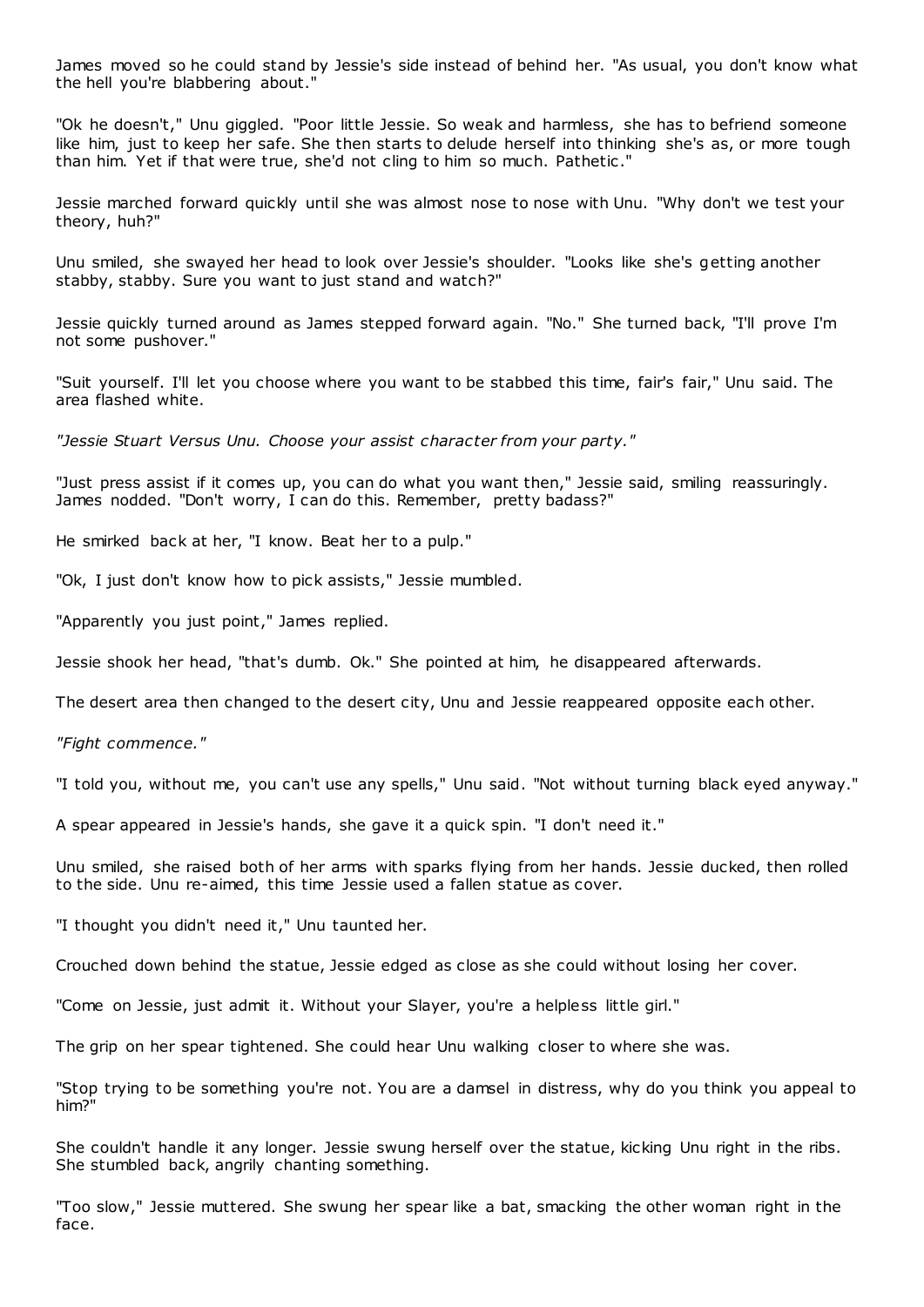James moved so he could stand by Jessie's side instead of behind her. "As usual, you don't know what the hell you're blabbering about."

"Ok he doesn't," Unu giggled. "Poor little Jessie. So weak and harmless, she has to befriend someone like him, just to keep her safe. She then starts to delude herself into thinking she's as, or more tough than him. Yet if that were true, she'd not cling to him so much. Pathetic."

Jessie marched forward quickly until she was almost nose to nose with Unu. "Why don't we test your theory, huh?"

Unu smiled, she swayed her head to look over Jessie's shoulder. "Looks like she's getting another stabby, stabby. Sure you want to just stand and watch?"

Jessie quickly turned around as James stepped forward again. "No." She turned back, "I'll prove I'm not some pushover."

"Suit yourself. I'll let you choose where you want to be stabbed this time, fair's fair," Unu said. The area flashed white.

*"Jessie Stuart Versus Unu. Choose your assist character from your party."*

"Just press assist if it comes up, you can do what you want then," Jessie said, smiling reassuringly. James nodded. "Don't worry, I can do this. Remember, pretty badass?"

He smirked back at her, "I know. Beat her to a pulp."

"Ok, I just don't know how to pick assists," Jessie mumbled.

"Apparently you just point," James replied.

Jessie shook her head, "that's dumb. Ok." She pointed at him, he disappeared afterwards.

The desert area then changed to the desert city, Unu and Jessie reappeared opposite each other.

*"Fight commence."*

"I told you, without me, you can't use any spells," Unu said. "Not without turning black eyed anyway."

A spear appeared in Jessie's hands, she gave it a quick spin. "I don't need it."

Unu smiled, she raised both of her arms with sparks flying from her hands. Jessie ducked, then rolled to the side. Unu re-aimed, this time Jessie used a fallen statue as cover.

"I thought you didn't need it," Unu taunted her.

Crouched down behind the statue, Jessie edged as close as she could without losing her cover.

"Come on Jessie, just admit it. Without your Slayer, you're a helpless little girl."

The grip on her spear tightened. She could hear Unu walking closer to where she was.

"Stop trying to be something you're not. You are a damsel in distress, why do you think you appeal to him?"

She couldn't handle it any longer. Jessie swung herself over the statue, kicking Unu right in the ribs. She stumbled back, angrily chanting something.

"Too slow," Jessie muttered. She swung her spear like a bat, smacking the other woman right in the face.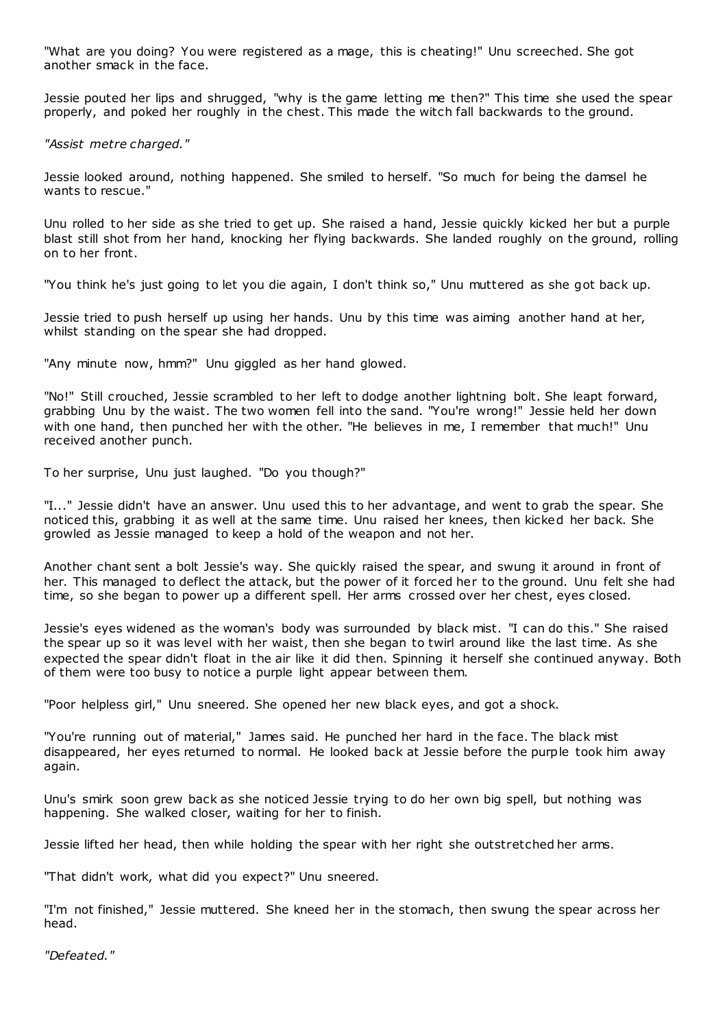"What are you doing? You were registered as a mage, this is cheating!" Unu screeched. She got another smack in the face.

Jessie pouted her lips and shrugged, "why is the game letting me then?" This time she used the spear properly, and poked her roughly in the chest. This made the witch fall backwards to the ground.

*"Assist metre charged."*

Jessie looked around, nothing happened. She smiled to herself. "So much for being the damsel he wants to rescue."

Unu rolled to her side as she tried to get up. She raised a hand, Jessie quickly kicked her but a purple blast still shot from her hand, knocking her flying backwards. She landed roughly on the ground, rolling on to her front.

"You think he's just going to let you die again, I don't think so," Unu muttered as she got back up.

Jessie tried to push herself up using her hands. Unu by this time was aiming another hand at her, whilst standing on the spear she had dropped.

"Any minute now, hmm?" Unu giggled as her hand glowed.

"No!" Still crouched, Jessie scrambled to her left to dodge another lightning bolt. She leapt forward, grabbing Unu by the waist. The two women fell into the sand. "You're wrong!" Jessie held her down with one hand, then punched her with the other. "He believes in me, I remember that much!" Unu received another punch.

To her surprise, Unu just laughed. "Do you though?"

"I..." Jessie didn't have an answer. Unu used this to her advantage, and went to grab the spear. She noticed this, grabbing it as well at the same time. Unu raised her knees, then kicked her back. She growled as Jessie managed to keep a hold of the weapon and not her.

Another chant sent a bolt Jessie's way. She quickly raised the spear, and swung it around in front of her. This managed to deflect the attack, but the power of it forced her to the ground. Unu felt she had time, so she began to power up a different spell. Her arms crossed over her chest, eyes closed.

Jessie's eyes widened as the woman's body was surrounded by black mist. "I can do this." She raised the spear up so it was level with her waist, then she began to twirl around like the last time. As she expected the spear didn't float in the air like it did then. Spinning it herself she continued anyway. Both of them were too busy to notice a purple light appear between them.

"Poor helpless girl," Unu sneered. She opened her new black eyes, and got a shock.

"You're running out of material," James said. He punched her hard in the face. The black mist disappeared, her eyes returned to normal. He looked back at Jessie before the purple took him away again.

Unu's smirk soon grew back as she noticed Jessie trying to do her own big spell, but nothing was happening. She walked closer, waiting for her to finish.

Jessie lifted her head, then while holding the spear with her right she outstretched her arms.

"That didn't work, what did you expect?" Unu sneered.

"I'm not finished," Jessie muttered. She kneed her in the stomach, then swung the spear across her head.

*"Defeated."*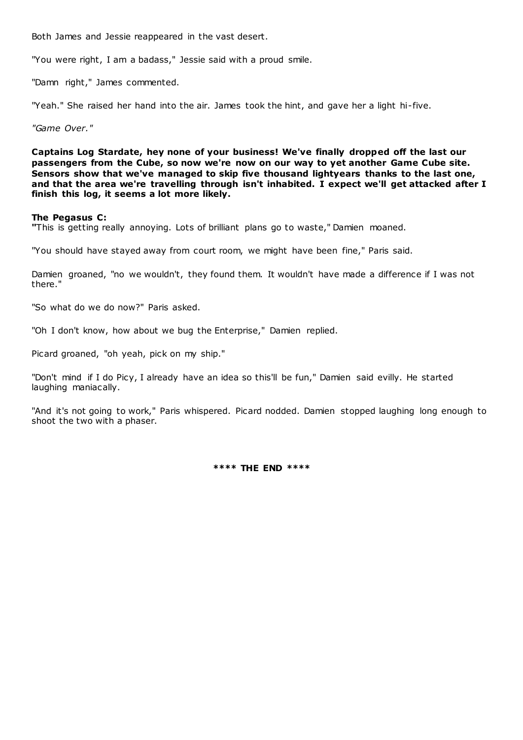Both James and Jessie reappeared in the vast desert.

"You were right, I am a badass," Jessie said with a proud smile.

"Damn right," James commented.

"Yeah." She raised her hand into the air. James took the hint, and gave her a light hi-five.

*"Game Over."*

**Captains Log Stardate, hey none of your business! We've finally dropped off the last our passengers from the Cube, so now we're now on our way to yet another Game Cube site. Sensors show that we've managed to skip five thousand lightyears thanks to the last one, and that the area we're travelling through isn't inhabited. I expect we'll get attacked after I finish this log, it seems a lot more likely.**

**The Pegasus C:**
**"**This is getting really annoying. Lots of brilliant plans go to waste," Damien moaned.

"You should have stayed away from court room, we might have been fine," Paris said.

Damien groaned, "no we wouldn't, they found them. It wouldn't have made a difference if I was not there."

"So what do we do now?" Paris asked.

"Oh I don't know, how about we bug the Enterprise," Damien replied.

Picard groaned, "oh yeah, pick on my ship."

"Don't mind if I do Picy, I already have an idea so this'll be fun," Damien said evilly. He started laughing maniacally.

"And it's not going to work," Paris whispered. Picard nodded. Damien stopped laughing long enough to shoot the two with a phaser.

**\*\*\*\* THE END \*\*\*\***